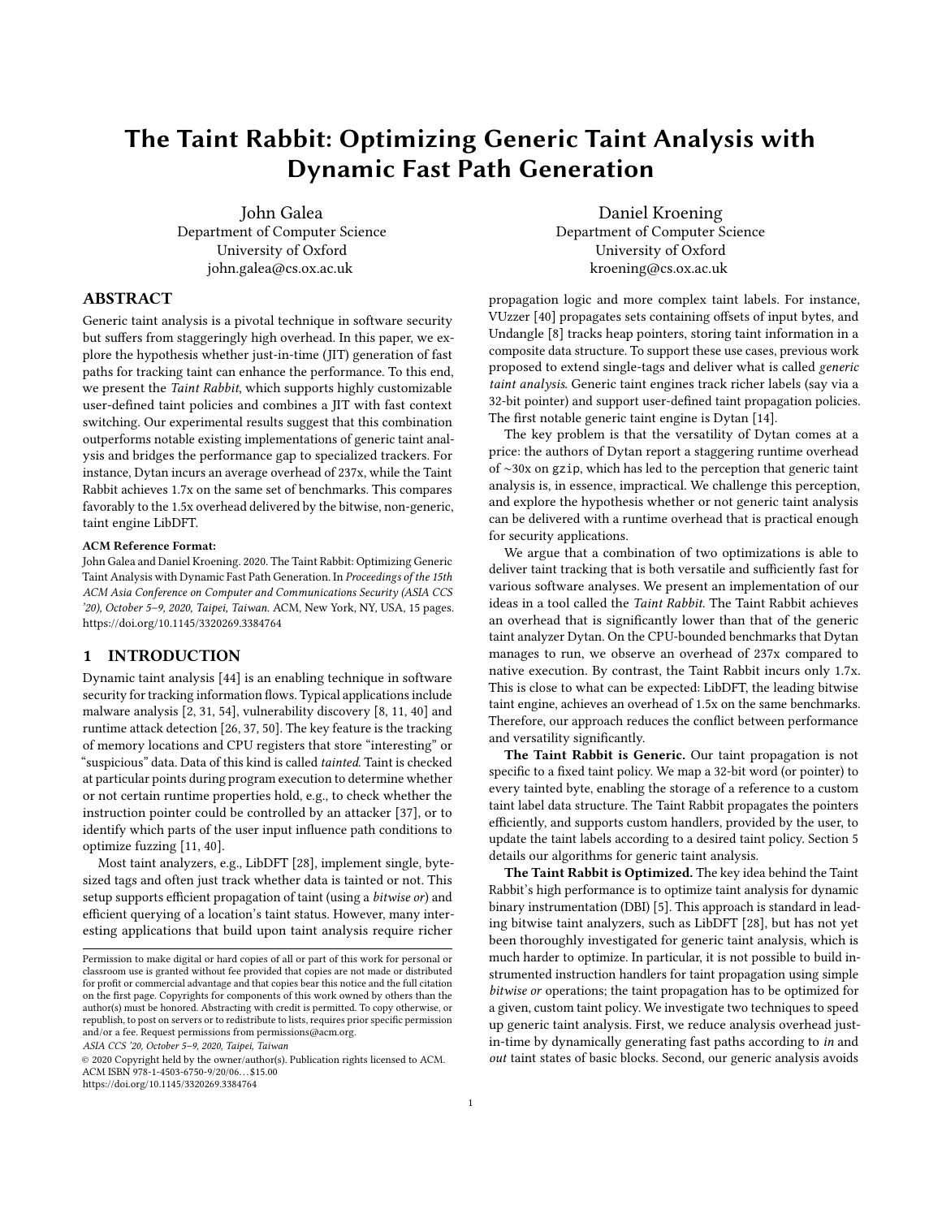# The Taint Rabbit: Optimizing Generic Taint Analysis with Dynamic Fast Path Generation

John Galea
Department of Computer Science
University of Oxford
john.galea@cs.ox.ac.uk

Daniel Kroening
Department of Computer Science
University of Oxford
kroening@cs.ox.ac.uk

## ABSTRACT

Generic taint analysis is a pivotal technique in software security but suffers from staggeringly high overhead. In this paper, we explore the hypothesis whether just-in-time (JIT) generation of fast paths for tracking taint can enhance the performance. To this end, we present the *Taint Rabbit*, which supports highly customizable user-defined taint policies and combines a JIT with fast context switching. Our experimental results suggest that this combination outperforms notable existing implementations of generic taint analysis and bridges the performance gap to specialized trackers. For instance, Dytan incurs an average overhead of 237x, while the Taint Rabbit achieves 1.7x on the same set of benchmarks. This compares favorably to the 1.5x overhead delivered by the bitwise, non-generic, taint engine LibDFT.

**ACM Reference Format:**
John Galea and Daniel Kroening. 2020. The Taint Rabbit: Optimizing Generic Taint Analysis with Dynamic Fast Path Generation. In *Proceedings of the 15th ACM Asia Conference on Computer and Communications Security (ASIA CCS '20), October 5–9, 2020, Taipei, Taiwan.* ACM, New York, NY, USA, 15 pages. https://doi.org/10.1145/3320269.3384764

## 1 INTRODUCTION

Dynamic taint analysis [44] is an enabling technique in software security for tracking information flows. Typical applications include malware analysis [2, 31, 54], vulnerability discovery [8, 11, 40] and runtime attack detection [26, 37, 50]. The key feature is the tracking of memory locations and CPU registers that store "interesting" or "suspicious" data. Data of this kind is called *tainted*. Taint is checked at particular points during program execution to determine whether or not certain runtime properties hold, e.g., to check whether the instruction pointer could be controlled by an attacker [37], or to identify which parts of the user input influence path conditions to optimize fuzzing [11, 40].

Most taint analyzers, e.g., LibDFT [28], implement single, byte-sized tags and often just track whether data is tainted or not. This setup supports efficient propagation of taint (using a *bitwise or*) and efficient querying of a location's taint status. However, many interesting applications that build upon taint analysis require richer propagation logic and more complex taint labels. For instance, VUzzer [40] propagates sets containing offsets of input bytes, and Undangle [8] tracks heap pointers, storing taint information in a composite data structure. To support these use cases, previous work proposed to extend single-tags and deliver what is called *generic taint analysis*. Generic taint engines track richer labels (say via a 32-bit pointer) and support user-defined taint propagation policies. The first notable generic taint engine is Dytan [14].

The key problem is that the versatility of Dytan comes at a price: the authors of Dytan report a staggering runtime overhead of ~30x on `gzip`, which has led to the perception that generic taint analysis is, in essence, impractical. We challenge this perception, and explore the hypothesis whether or not generic taint analysis can be delivered with a runtime overhead that is practical enough for security applications.

We argue that a combination of two optimizations is able to deliver taint tracking that is both versatile and sufficiently fast for various software analyses. We present an implementation of our ideas in a tool called the *Taint Rabbit*. The Taint Rabbit achieves an overhead that is significantly lower than that of the generic taint analyzer Dytan. On the CPU-bounded benchmarks that Dytan manages to run, we observe an overhead of 237x compared to native execution. By contrast, the Taint Rabbit incurs only 1.7x. This is close to what can be expected: LibDFT, the leading bitwise taint engine, achieves an overhead of 1.5x on the same benchmarks. Therefore, our approach reduces the conflict between performance and versatility significantly.

**The Taint Rabbit is Generic.** Our taint propagation is not specific to a fixed taint policy. We map a 32-bit word (or pointer) to every tainted byte, enabling the storage of a reference to a custom taint label data structure. The Taint Rabbit propagates the pointers efficiently, and supports custom handlers, provided by the user, to update the taint labels according to a desired taint policy. Section 5 details our algorithms for generic taint analysis.

**The Taint Rabbit is Optimized.** The key idea behind the Taint Rabbit's high performance is to optimize taint analysis for dynamic binary instrumentation (DBI) [5]. This approach is standard in leading bitwise taint analyzers, such as LibDFT [28], but has not yet been thoroughly investigated for generic taint analysis, which is much harder to optimize. In particular, it is not possible to build instrumented instruction handlers for taint propagation using simple *bitwise or* operations; the taint propagation has to be optimized for a given, custom taint policy. We investigate two techniques to speed up generic taint analysis. First, we reduce analysis overhead just-in-time by dynamically generating fast paths according to *in* and *out* taint states of basic blocks. Second, our generic analysis avoids

---

Permission to make digital or hard copies of all or part of this work for personal or classroom use is granted without fee provided that copies are not made or distributed for profit or commercial advantage and that copies bear this notice and the full citation on the first page. Copyrights for components of this work owned by others than the author(s) must be honored. Abstracting with credit is permitted. To copy otherwise, or republish, to post on servers or to redistribute to lists, requires prior specific permission and/or a fee. Request permissions from permissions@acm.org.
*ASIA CCS '20, October 5–9, 2020, Taipei, Taiwan*
© 2020 Copyright held by the owner/author(s). Publication rights licensed to ACM.
ACM ISBN 978-1-4503-6750-9/20/06…$15.00
https://doi.org/10.1145/3320269.3384764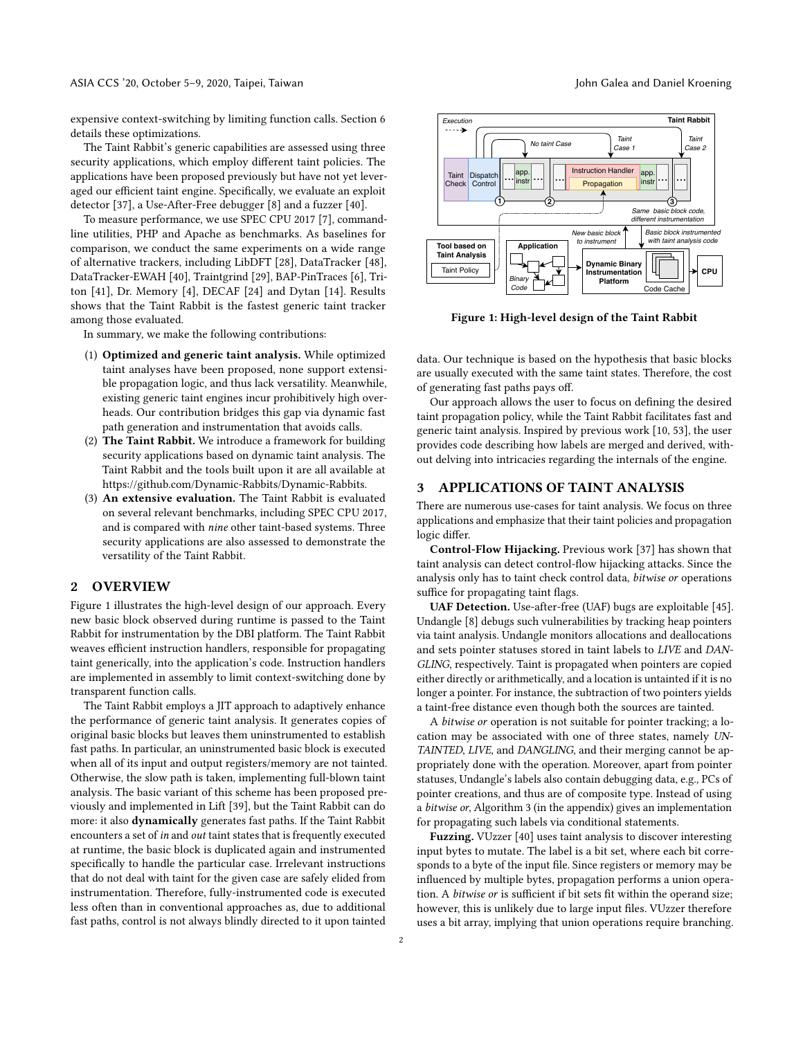expensive context-switching by limiting function calls. Section 6 details these optimizations.

The Taint Rabbit's generic capabilities are assessed using three security applications, which employ different taint policies. The applications have been proposed previously but have not yet leveraged our efficient taint engine. Specifically, we evaluate an exploit detector [37], a Use-After-Free debugger [8] and a fuzzer [40].

To measure performance, we use SPEC CPU 2017 [7], command-line utilities, PHP and Apache as benchmarks. As baselines for comparison, we conduct the same experiments on a wide range of alternative trackers, including LibDFT [28], DataTracker [48], DataTracker-EWAH [40], Traintgrind [29], BAP-PinTraces [6], Triton [41], Dr. Memory [4], DECAF [24] and Dytan [14]. Results shows that the Taint Rabbit is the fastest generic taint tracker among those evaluated.

In summary, we make the following contributions:

1. **Optimized and generic taint analysis.** While optimized taint analyses have been proposed, none support extensible propagation logic, and thus lack versatility. Meanwhile, existing generic taint engines incur prohibitively high overheads. Our contribution bridges this gap via dynamic fast path generation and instrumentation that avoids calls.
2. **The Taint Rabbit.** We introduce a framework for building security applications based on dynamic taint analysis. The Taint Rabbit and the tools built upon it are all available at https://github.com/Dynamic-Rabbits/Dynamic-Rabbits.
3. **An extensive evaluation.** The Taint Rabbit is evaluated on several relevant benchmarks, including SPEC CPU 2017, and is compared with *nine* other taint-based systems. Three security applications are also assessed to demonstrate the versatility of the Taint Rabbit.

## 2 OVERVIEW

Figure 1 illustrates the high-level design of our approach. Every new basic block observed during runtime is passed to the Taint Rabbit for instrumentation by the DBI platform. The Taint Rabbit weaves efficient instruction handlers, responsible for propagating taint generically, into the application's code. Instruction handlers are implemented in assembly to limit context-switching done by transparent function calls.

The Taint Rabbit employs a JIT approach to adaptively enhance the performance of generic taint analysis. It generates copies of original basic blocks but leaves them uninstrumented to establish fast paths. In particular, an uninstrumented basic block is executed when all of its input and output registers/memory are not tainted. Otherwise, the slow path is taken, implementing full-blown taint analysis. The basic variant of this scheme has been proposed previously and implemented in Lift [39], but the Taint Rabbit can do more: it also **dynamically** generates fast paths. If the Taint Rabbit encounters a set of *in* and *out* taint states that is frequently executed at runtime, the basic block is duplicated again and instrumented specifically to handle the particular case. Irrelevant instructions that do not deal with taint for the given case are safely elided from instrumentation. Therefore, fully-instrumented code is executed less often than in conventional approaches as, due to additional fast paths, control is not always blindly directed to it upon tainted data. Our technique is based on the hypothesis that basic blocks are usually executed with the same taint states. Therefore, the cost of generating fast paths pays off.

**Figure 1: High-level design of the Taint Rabbit**

Our approach allows the user to focus on defining the desired taint propagation policy, while the Taint Rabbit facilitates fast and generic taint analysis. Inspired by previous work [10, 53], the user provides code describing how labels are merged and derived, without delving into intricacies regarding the internals of the engine.

## 3 APPLICATIONS OF TAINT ANALYSIS

There are numerous use-cases for taint analysis. We focus on three applications and emphasize that their taint policies and propagation logic differ.

**Control-Flow Hijacking.** Previous work [37] has shown that taint analysis can detect control-flow hijacking attacks. Since the analysis only has to taint check control data, *bitwise or* operations suffice for propagating taint flags.

**UAF Detection.** Use-after-free (UAF) bugs are exploitable [45]. Undangle [8] debugs such vulnerabilities by tracking heap pointers via taint analysis. Undangle monitors allocations and deallocations and sets pointer statuses stored in taint labels to *LIVE* and *DANGLING*, respectively. Taint is propagated when pointers are copied either directly or arithmetically, and a location is untainted if it is no longer a pointer. For instance, the subtraction of two pointers yields a taint-free distance even though both the sources are tainted.

A *bitwise or* operation is not suitable for pointer tracking; a location may be associated with one of three states, namely *UNTAINTED*, *LIVE*, and *DANGLING*, and their merging cannot be appropriately done with the operation. Moreover, apart from pointer statuses, Undangle's labels also contain debugging data, e.g., PCs of pointer creations, and thus are of composite type. Instead of using a *bitwise or*, Algorithm 3 (in the appendix) gives an implementation for propagating such labels via conditional statements.

**Fuzzing.** VUzzer [40] uses taint analysis to discover interesting input bytes to mutate. The label is a bit set, where each bit corresponds to a byte of the input file. Since registers or memory may be influenced by multiple bytes, propagation performs a union operation. A *bitwise or* is sufficient if bit sets fit within the operand size; however, this is unlikely due to large input files. VUzzer therefore uses a bit array, implying that union operations require branching.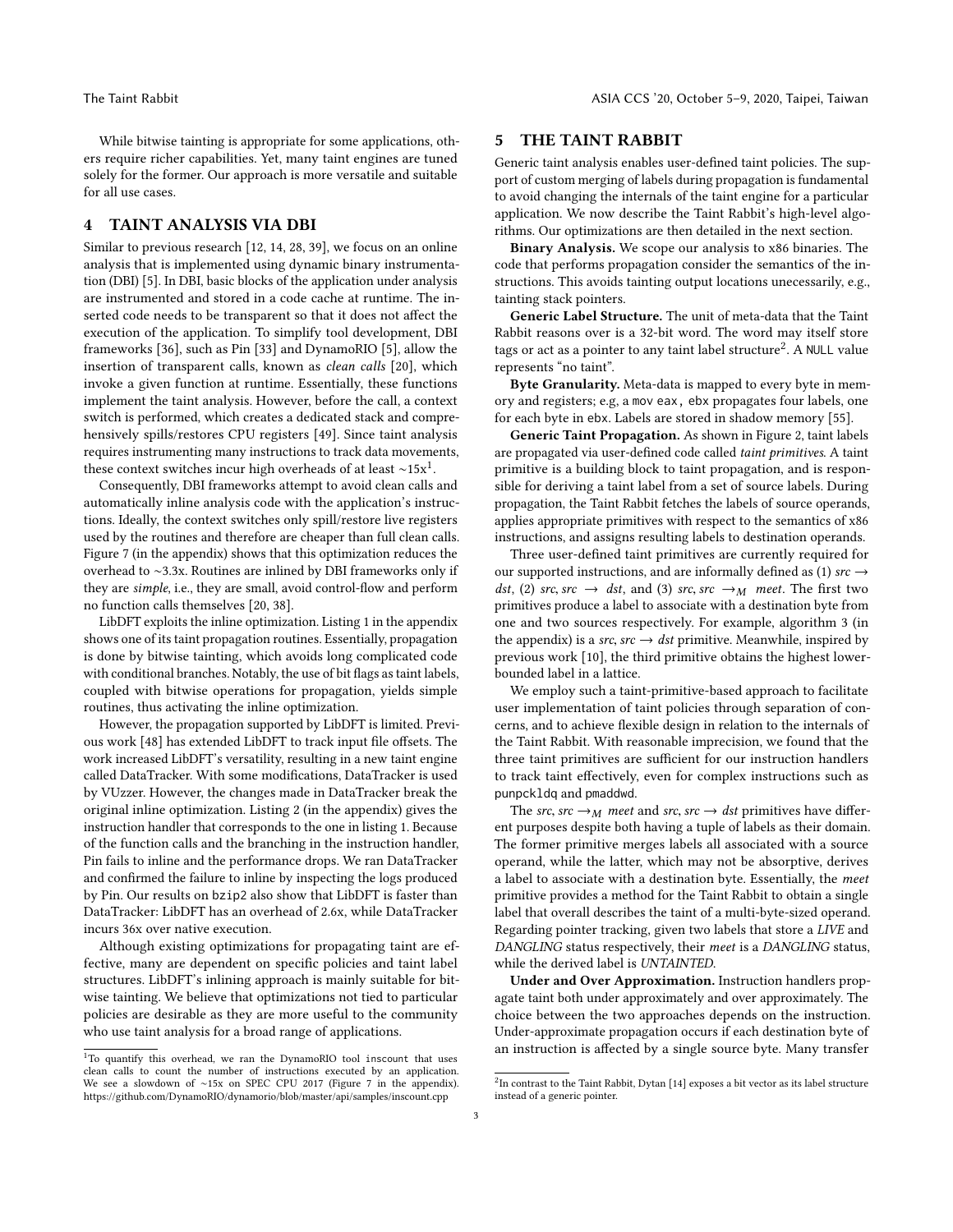While bitwise tainting is appropriate for some applications, others require richer capabilities. Yet, many taint engines are tuned solely for the former. Our approach is more versatile and suitable for all use cases.

## 4 TAINT ANALYSIS VIA DBI

Similar to previous research [12, 14, 28, 39], we focus on an online analysis that is implemented using dynamic binary instrumentation (DBI) [5]. In DBI, basic blocks of the application under analysis are instrumented and stored in a code cache at runtime. The inserted code needs to be transparent so that it does not affect the execution of the application. To simplify tool development, DBI frameworks [36], such as Pin [33] and DynamoRIO [5], allow the insertion of transparent calls, known as *clean calls* [20], which invoke a given function at runtime. Essentially, these functions implement the taint analysis. However, before the call, a context switch is performed, which creates a dedicated stack and comprehensively spills/restores CPU registers [49]. Since taint analysis requires instrumenting many instructions to track data movements, these context switches incur high overheads of at least ~15x[1].

Consequently, DBI frameworks attempt to avoid clean calls and automatically inline analysis code with the application's instructions. Ideally, the context switches only spill/restore live registers used by the routines and therefore are cheaper than full clean calls. Figure 7 (in the appendix) shows that this optimization reduces the overhead to ~3.3x. Routines are inlined by DBI frameworks only if they are *simple*, i.e., they are small, avoid control-flow and perform no function calls themselves [20, 38].

LibDFT exploits the inline optimization. Listing 1 in the appendix shows one of its taint propagation routines. Essentially, propagation is done by bitwise tainting, which avoids long complicated code with conditional branches. Notably, the use of bit flags as taint labels, coupled with bitwise operations for propagation, yields simple routines, thus activating the inline optimization.

However, the propagation supported by LibDFT is limited. Previous work [48] has extended LibDFT to track input file offsets. The work increased LibDFT's versatility, resulting in a new taint engine called DataTracker. With some modifications, DataTracker is used by VUzzer. However, the changes made in DataTracker break the original inline optimization. Listing 2 (in the appendix) gives the instruction handler that corresponds to the one in listing 1. Because of the function calls and the branching in the instruction handler, Pin fails to inline and the performance drops. We ran DataTracker and confirmed the failure to inline by inspecting the logs produced by Pin. Our results on `bzip2` also show that LibDFT is faster than DataTracker: LibDFT has an overhead of 2.6x, while DataTracker incurs 36x over native execution.

Although existing optimizations for propagating taint are effective, many are dependent on specific policies and taint label structures. LibDFT's inlining approach is mainly suitable for bitwise tainting. We believe that optimizations not tied to particular policies are desirable as they are more useful to the community who use taint analysis for a broad range of applications.

[1] To quantify this overhead, we ran the DynamoRIO tool `inscount` that uses clean calls to count the number of instructions executed by an application. We see a slowdown of ~15x on SPEC CPU 2017 (Figure 7 in the appendix). https://github.com/DynamoRIO/dynamorio/blob/master/api/samples/inscount.cpp

## 5 THE TAINT RABBIT

Generic taint analysis enables user-defined taint policies. The support of custom merging of labels during propagation is fundamental to avoid changing the internals of the taint engine for a particular application. We now describe the Taint Rabbit's high-level algorithms. Our optimizations are then detailed in the next section.

**Binary Analysis.** We scope our analysis to x86 binaries. The code that performs propagation consider the semantics of the instructions. This avoids tainting output locations unecessarily, e.g., tainting stack pointers.

**Generic Label Structure.** The unit of meta-data that the Taint Rabbit reasons over is a 32-bit word. The word may itself store tags or act as a pointer to any taint label structure[2]. A `NULL` value represents "no taint".

**Byte Granularity.** Meta-data is mapped to every byte in memory and registers; e.g, a `mov eax, ebx` propagates four labels, one for each byte in `ebx`. Labels are stored in shadow memory [55].

**Generic Taint Propagation.** As shown in Figure 2, taint labels are propagated via user-defined code called *taint primitives*. A taint primitive is a building block to taint propagation, and is responsible for deriving a taint label from a set of source labels. During propagation, the Taint Rabbit fetches the labels of source operands, applies appropriate primitives with respect to the semantics of x86 instructions, and assigns resulting labels to destination operands.

Three user-defined taint primitives are currently required for our supported instructions, and are informally defined as (1) $src \rightarrow dst$, (2) $src, src \rightarrow dst$, and (3) $src, src \rightarrow_M meet$. The first two primitives produce a label to associate with a destination byte from one and two sources respectively. For example, algorithm 3 (in the appendix) is a $src, src \rightarrow dst$ primitive. Meanwhile, inspired by previous work [10], the third primitive obtains the highest lower-bounded label in a lattice.

We employ such a taint-primitive-based approach to facilitate user implementation of taint policies through separation of concerns, and to achieve flexible design in relation to the internals of the Taint Rabbit. With reasonable imprecision, we found that the three taint primitives are sufficient for our instruction handlers to track taint effectively, even for complex instructions such as `punpckldq` and `pmaddwd`.

The $src, src \rightarrow_M meet$ and $src, src \rightarrow dst$ primitives have different purposes despite both having a tuple of labels as their domain. The former primitive merges labels all associated with a source operand, while the latter, which may not be absorptive, derives a label to associate with a destination byte. Essentially, the *meet* primitive provides a method for the Taint Rabbit to obtain a single label that overall describes the taint of a multi-byte-sized operand. Regarding pointer tracking, given two labels that store a *LIVE* and *DANGLING* status respectively, their *meet* is a *DANGLING* status, while the derived label is *UNTAINTED*.

**Under and Over Approximation.** Instruction handlers propagate taint both under approximately and over approximately. The choice between the two approaches depends on the instruction. Under-approximate propagation occurs if each destination byte of an instruction is affected by a single source byte. Many transfer

[2] In contrast to the Taint Rabbit, Dytan [14] exposes a bit vector as its label structure instead of a generic pointer.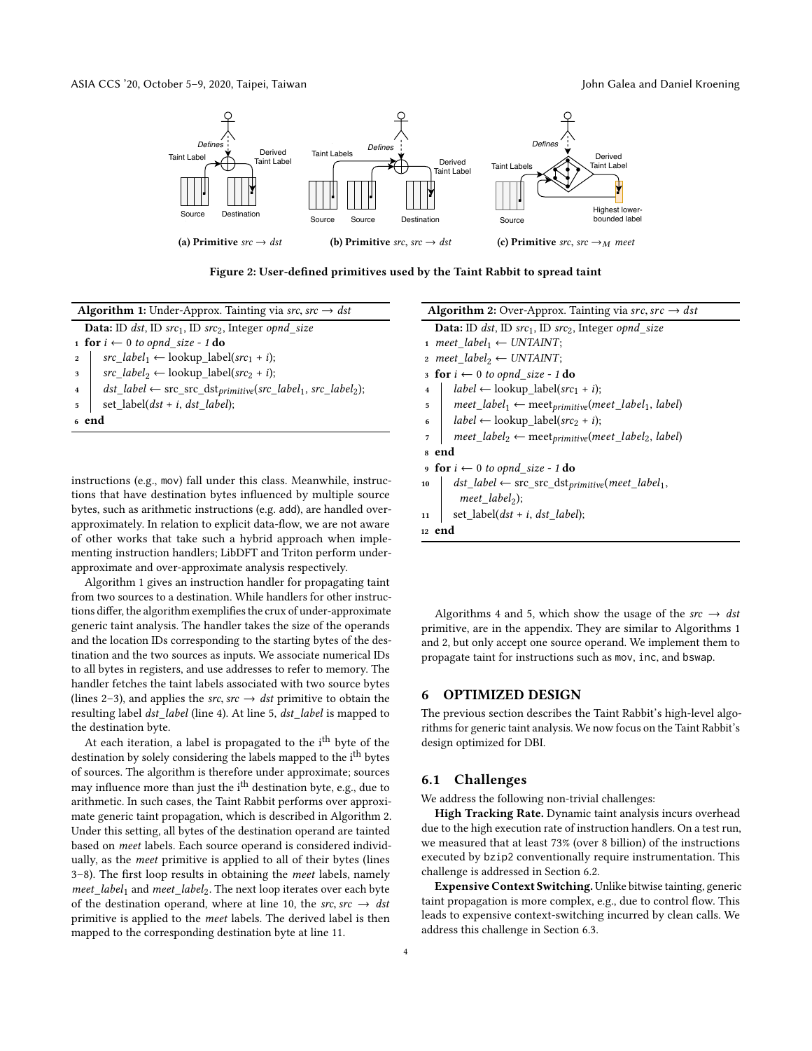Figure 2: User-defined primitives used by the Taint Rabbit to spread taint

(a) Primitive $src \rightarrow dst$

(b) Primitive $src, src \rightarrow dst$

(c) Primitive $src, src \rightarrow_M meet$

**Algorithm 1:** Under-Approx. Tainting via $src, src \rightarrow dst$

```
Data: ID dst, ID src_1, ID src_2, Integer opnd_size
1  for i ← 0 to opnd_size - 1 do
2      src_label_1 ← lookup_label(src_1 + i);
3      src_label_2 ← lookup_label(src_2 + i);
4      dst_label ← src_src_dst_primitive(src_label_1, src_label_2);
5      set_label(dst + i, dst_label);
6  end
```

**Algorithm 2:** Over-Approx. Tainting via $src, src \rightarrow dst$

```
Data: ID dst, ID src_1, ID src_2, Integer opnd_size
1  meet_label_1 ← UNTAINT;
2  meet_label_2 ← UNTAINT;
3  for i ← 0 to opnd_size - 1 do
4      label ← lookup_label(src_1 + i);
5      meet_label_1 ← meet_primitive(meet_label_1, label)
6      label ← lookup_label(src_2 + i);
7      meet_label_2 ← meet_primitive(meet_label_2, label)
8  end
9  for i ← 0 to opnd_size - 1 do
10     dst_label ← src_src_dst_primitive(meet_label_1,
           meet_label_2);
11     set_label(dst + i, dst_label);
12 end
```

instructions (e.g., mov) fall under this class. Meanwhile, instructions that have destination bytes influenced by multiple source bytes, such as arithmetic instructions (e.g. add), are handled over-approximately. In relation to explicit data-flow, we are not aware of other works that take such a hybrid approach when implementing instruction handlers; LibDFT and Triton perform under-approximate and over-approximate analysis respectively.

Algorithm 1 gives an instruction handler for propagating taint from two sources to a destination. While handlers for other instructions differ, the algorithm exemplifies the crux of under-approximate generic taint analysis. The handler takes the size of the operands and the location IDs corresponding to the starting bytes of the destination and the two sources as inputs. We associate numerical IDs to all bytes in registers, and use addresses to refer to memory. The handler fetches the taint labels associated with two source bytes (lines 2–3), and applies the $src, src \rightarrow dst$ primitive to obtain the resulting label *dst_label* (line 4). At line 5, *dst_label* is mapped to the destination byte.

At each iteration, a label is propagated to the $i^{th}$ byte of the destination by solely considering the labels mapped to the $i^{th}$ bytes of sources. The algorithm is therefore under approximate; sources may influence more than just the $i^{th}$ destination byte, e.g., due to arithmetic. In such cases, the Taint Rabbit performs over approximate generic taint propagation, which is described in Algorithm 2. Under this setting, all bytes of the destination operand are tainted based on *meet* labels. Each source operand is considered individually, as the *meet* primitive is applied to all of their bytes (lines 3–8). The first loop results in obtaining the *meet* labels, namely $meet\_label_1$ and $meet\_label_2$. The next loop iterates over each byte of the destination operand, where at line 10, the $src, src \rightarrow dst$ primitive is applied to the *meet* labels. The derived label is then mapped to the corresponding destination byte at line 11.

Algorithms 4 and 5, which show the usage of the $src \rightarrow dst$ primitive, are in the appendix. They are similar to Algorithms 1 and 2, but only accept one source operand. We implement them to propagate taint for instructions such as mov, inc, and bswap.

## 6 OPTIMIZED DESIGN

The previous section describes the Taint Rabbit's high-level algorithms for generic taint analysis. We now focus on the Taint Rabbit's design optimized for DBI.

### 6.1 Challenges

We address the following non-trivial challenges:

**High Tracking Rate.** Dynamic taint analysis incurs overhead due to the high execution rate of instruction handlers. On a test run, we measured that at least 73% (over 8 billion) of the instructions executed by bzip2 conventionally require instrumentation. This challenge is addressed in Section 6.2.

**Expensive Context Switching.** Unlike bitwise tainting, generic taint propagation is more complex, e.g., due to control flow. This leads to expensive context-switching incurred by clean calls. We address this challenge in Section 6.3.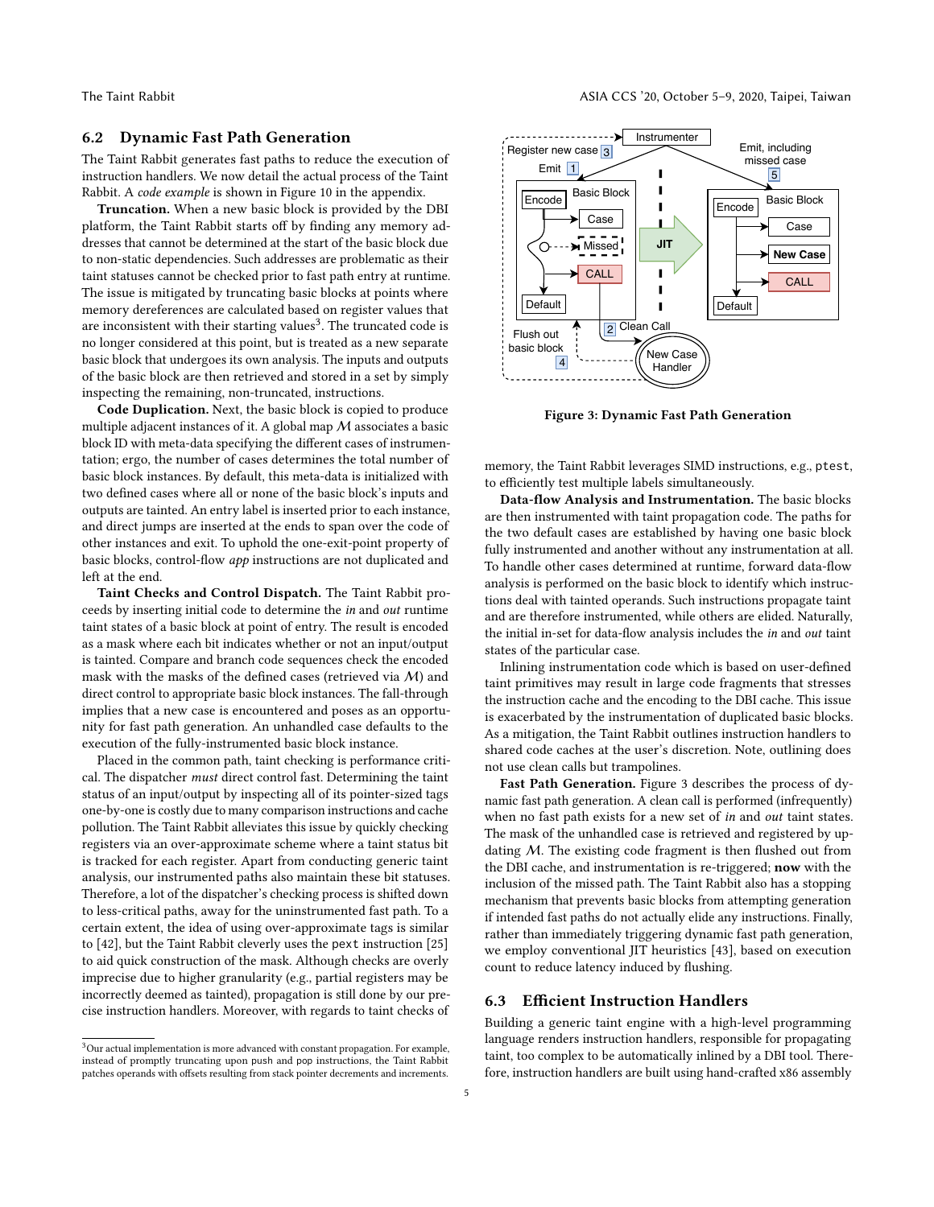## 6.2 Dynamic Fast Path Generation

The Taint Rabbit generates fast paths to reduce the execution of instruction handlers. We now detail the actual process of the Taint Rabbit. A *code example* is shown in Figure 10 in the appendix.

**Truncation.** When a new basic block is provided by the DBI platform, the Taint Rabbit starts off by finding any memory addresses that cannot be determined at the start of the basic block due to non-static dependencies. Such addresses are problematic as their taint statuses cannot be checked prior to fast path entry at runtime. The issue is mitigated by truncating basic blocks at points where memory dereferences are calculated based on register values that are inconsistent with their starting values[3]. The truncated code is no longer considered at this point, but is treated as a new separate basic block that undergoes its own analysis. The inputs and outputs of the basic block are then retrieved and stored in a set by simply inspecting the remaining, non-truncated, instructions.

**Code Duplication.** Next, the basic block is copied to produce multiple adjacent instances of it. A global map $\mathcal{M}$ associates a basic block ID with meta-data specifying the different cases of instrumentation; ergo, the number of cases determines the total number of basic block instances. By default, this meta-data is initialized with two defined cases where all or none of the basic block's inputs and outputs are tainted. An entry label is inserted prior to each instance, and direct jumps are inserted at the ends to span over the code of other instances and exit. To uphold the one-exit-point property of basic blocks, control-flow *app* instructions are not duplicated and left at the end.

**Taint Checks and Control Dispatch.** The Taint Rabbit proceeds by inserting initial code to determine the *in* and *out* runtime taint states of a basic block at point of entry. The result is encoded as a mask where each bit indicates whether or not an input/output is tainted. Compare and branch code sequences check the encoded mask with the masks of the defined cases (retrieved via $\mathcal{M}$) and direct control to appropriate basic block instances. The fall-through implies that a new case is encountered and poses as an opportunity for fast path generation. An unhandled case defaults to the execution of the fully-instrumented basic block instance.

Placed in the common path, taint checking is performance critical. The dispatcher *must* direct control fast. Determining the taint status of an input/output by inspecting all of its pointer-sized tags one-by-one is costly due to many comparison instructions and cache pollution. The Taint Rabbit alleviates this issue by quickly checking registers via an over-approximate scheme where a taint status bit is tracked for each register. Apart from conducting generic taint analysis, our instrumented paths also maintain these bit statuses. Therefore, a lot of the dispatcher's checking process is shifted down to less-critical paths, away for the uninstrumented fast path. To a certain extent, the idea of using over-approximate tags is similar to [42], but the Taint Rabbit cleverly uses the pext instruction [25] to aid quick construction of the mask. Although checks are overly imprecise due to higher granularity (e.g., partial registers may be incorrectly deemed as tainted), propagation is still done by our precise instruction handlers. Moreover, with regards to taint checks of memory, the Taint Rabbit leverages SIMD instructions, e.g., ptest, to efficiently test multiple labels simultaneously.

[3] Our actual implementation is more advanced with constant propagation. For example, instead of promptly truncating upon push and pop instructions, the Taint Rabbit patches operands with offsets resulting from stack pointer decrements and increments.

Figure 3: Dynamic Fast Path Generation

**Data-flow Analysis and Instrumentation.** The basic blocks are then instrumented with taint propagation code. The paths for the two default cases are established by having one basic block fully instrumented and another without any instrumentation at all. To handle other cases determined at runtime, forward data-flow analysis is performed on the basic block to identify which instructions deal with tainted operands. Such instructions propagate taint and are therefore instrumented, while others are elided. Naturally, the initial in-set for data-flow analysis includes the *in* and *out* taint states of the particular case.

Inlining instrumentation code which is based on user-defined taint primitives may result in large code fragments that stresses the instruction cache and the encoding to the DBI cache. This issue is exacerbated by the instrumentation of duplicated basic blocks. As a mitigation, the Taint Rabbit outlines instruction handlers to shared code caches at the user's discretion. Note, outlining does not use clean calls but trampolines.

**Fast Path Generation.** Figure 3 describes the process of dynamic fast path generation. A clean call is performed (infrequently) when no fast path exists for a new set of *in* and *out* taint states. The mask of the unhandled case is retrieved and registered by updating $\mathcal{M}$. The existing code fragment is then flushed out from the DBI cache, and instrumentation is re-triggered; **now** with the inclusion of the missed path. The Taint Rabbit also has a stopping mechanism that prevents basic blocks from attempting generation if intended fast paths do not actually elide any instructions. Finally, rather than immediately triggering dynamic fast path generation, we employ conventional JIT heuristics [43], based on execution count to reduce latency induced by flushing.

## 6.3 Efficient Instruction Handlers

Building a generic taint engine with a high-level programming language renders instruction handlers, responsible for propagating taint, too complex to be automatically inlined by a DBI tool. Therefore, instruction handlers are built using hand-crafted x86 assembly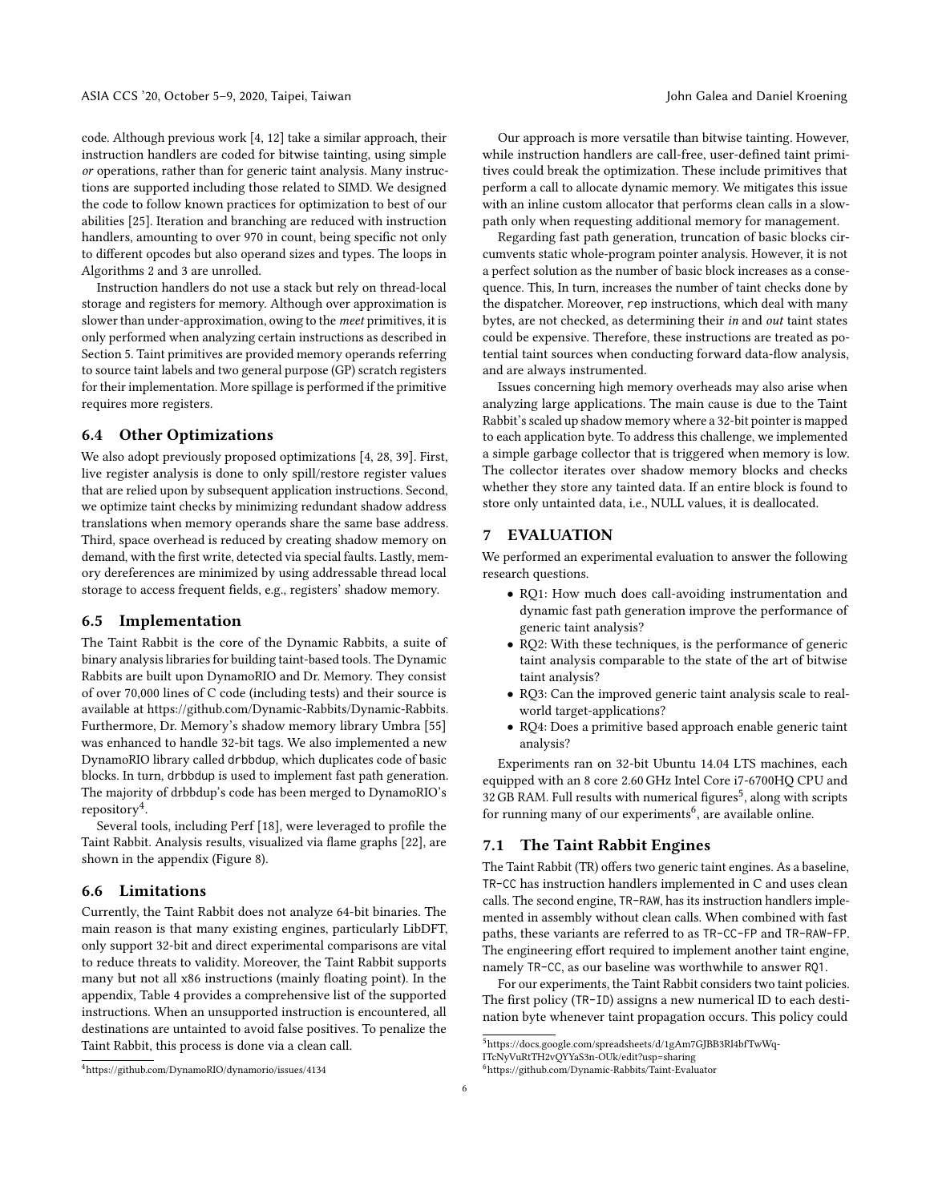code. Although previous work [4, 12] take a similar approach, their instruction handlers are coded for bitwise tainting, using simple *or* operations, rather than for generic taint analysis. Many instructions are supported including those related to SIMD. We designed the code to follow known practices for optimization to best of our abilities [25]. Iteration and branching are reduced with instruction handlers, amounting to over 970 in count, being specific not only to different opcodes but also operand sizes and types. The loops in Algorithms 2 and 3 are unrolled.

Instruction handlers do not use a stack but rely on thread-local storage and registers for memory. Although over approximation is slower than under-approximation, owing to the *meet* primitives, it is only performed when analyzing certain instructions as described in Section 5. Taint primitives are provided memory operands referring to source taint labels and two general purpose (GP) scratch registers for their implementation. More spillage is performed if the primitive requires more registers.

### 6.4 Other Optimizations

We also adopt previously proposed optimizations [4, 28, 39]. First, live register analysis is done to only spill/restore register values that are relied upon by subsequent application instructions. Second, we optimize taint checks by minimizing redundant shadow address translations when memory operands share the same base address. Third, space overhead is reduced by creating shadow memory on demand, with the first write, detected via special faults. Lastly, memory dereferences are minimized by using addressable thread local storage to access frequent fields, e.g., registers' shadow memory.

### 6.5 Implementation

The Taint Rabbit is the core of the Dynamic Rabbits, a suite of binary analysis libraries for building taint-based tools. The Dynamic Rabbits are built upon DynamoRIO and Dr. Memory. They consist of over 70,000 lines of C code (including tests) and their source is available at https://github.com/Dynamic-Rabbits/Dynamic-Rabbits. Furthermore, Dr. Memory's shadow memory library Umbra [55] was enhanced to handle 32-bit tags. We also implemented a new DynamoRIO library called `drbbdup`, which duplicates code of basic blocks. In turn, `drbbdup` is used to implement fast path generation. The majority of drbbdup's code has been merged to DynamoRIO's repository[4].

Several tools, including Perf [18], were leveraged to profile the Taint Rabbit. Analysis results, visualized via flame graphs [22], are shown in the appendix (Figure 8).

### 6.6 Limitations

Currently, the Taint Rabbit does not analyze 64-bit binaries. The main reason is that many existing engines, particularly LibDFT, only support 32-bit and direct experimental comparisons are vital to reduce threats to validity. Moreover, the Taint Rabbit supports many but not all x86 instructions (mainly floating point). In the appendix, Table 4 provides a comprehensive list of the supported instructions. When an unsupported instruction is encountered, all destinations are untainted to avoid false positives. To penalize the Taint Rabbit, this process is done via a clean call.

[4] https://github.com/DynamoRIO/dynamorio/issues/4134

Our approach is more versatile than bitwise tainting. However, while instruction handlers are call-free, user-defined taint primitives could break the optimization. These include primitives that perform a call to allocate dynamic memory. We mitigates this issue with an inline custom allocator that performs clean calls in a slow-path only when requesting additional memory for management.

Regarding fast path generation, truncation of basic blocks circumvents static whole-program pointer analysis. However, it is not a perfect solution as the number of basic block increases as a consequence. This, In turn, increases the number of taint checks done by the dispatcher. Moreover, `rep` instructions, which deal with many bytes, are not checked, as determining their *in* and *out* taint states could be expensive. Therefore, these instructions are treated as potential taint sources when conducting forward data-flow analysis, and are always instrumented.

Issues concerning high memory overheads may also arise when analyzing large applications. The main cause is due to the Taint Rabbit's scaled up shadow memory where a 32-bit pointer is mapped to each application byte. To address this challenge, we implemented a simple garbage collector that is triggered when memory is low. The collector iterates over shadow memory blocks and checks whether they store any tainted data. If an entire block is found to store only untainted data, i.e., NULL values, it is deallocated.

## 7 EVALUATION

We performed an experimental evaluation to answer the following research questions.

- RQ1: How much does call-avoiding instrumentation and dynamic fast path generation improve the performance of generic taint analysis?
- RQ2: With these techniques, is the performance of generic taint analysis comparable to the state of the art of bitwise taint analysis?
- RQ3: Can the improved generic taint analysis scale to real-world target-applications?
- RQ4: Does a primitive based approach enable generic taint analysis?

Experiments ran on 32-bit Ubuntu 14.04 LTS machines, each equipped with an 8 core 2.60 GHz Intel Core i7-6700HQ CPU and 32 GB RAM. Full results with numerical figures[5], along with scripts for running many of our experiments[6], are available online.

### 7.1 The Taint Rabbit Engines

The Taint Rabbit (TR) offers two generic taint engines. As a baseline, `TR-CC` has instruction handlers implemented in C and uses clean calls. The second engine, `TR-RAW`, has its instruction handlers implemented in assembly without clean calls. When combined with fast paths, these variants are referred to as `TR-CC-FP` and `TR-RAW-FP`. The engineering effort required to implement another taint engine, namely `TR-CC`, as our baseline was worthwhile to answer `RQ1`.

For our experiments, the Taint Rabbit considers two taint policies. The first policy (`TR-ID`) assigns a new numerical ID to each destination byte whenever taint propagation occurs. This policy could

[5] https://docs.google.com/spreadsheets/d/1gAm7GJBB3Rl4bfTwWq-lTcNyVuRtTH2vQYYaS3n-OUk/edit?usp=sharing

[6] https://github.com/Dynamic-Rabbits/Taint-Evaluator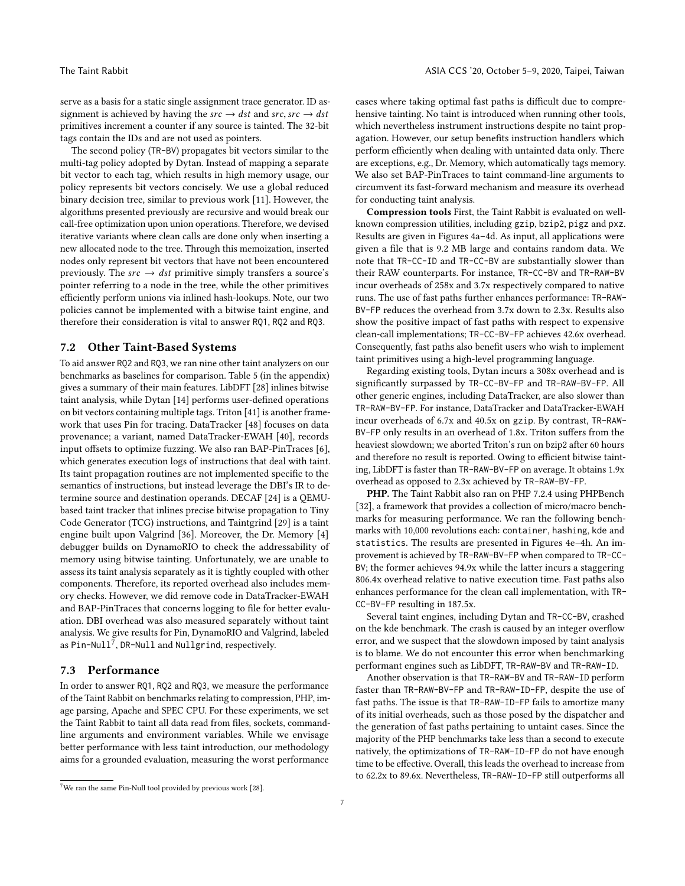serve as a basis for a static single assignment trace generator. ID assignment is achieved by having the $src \rightarrow dst$ and $src, src \rightarrow dst$ primitives increment a counter if any source is tainted. The 32-bit tags contain the IDs and are not used as pointers.

The second policy (TR-BV) propagates bit vectors similar to the multi-tag policy adopted by Dytan. Instead of mapping a separate bit vector to each tag, which results in high memory usage, our policy represents bit vectors concisely. We use a global reduced binary decision tree, similar to previous work [11]. However, the algorithms presented previously are recursive and would break our call-free optimization upon union operations. Therefore, we devised iterative variants where clean calls are done only when inserting a new allocated node to the tree. Through this memoization, inserted nodes only represent bit vectors that have not been encountered previously. The $src \rightarrow dst$ primitive simply transfers a source's pointer referring to a node in the tree, while the other primitives efficiently perform unions via inlined hash-lookups. Note, our two policies cannot be implemented with a bitwise taint engine, and therefore their consideration is vital to answer RQ1, RQ2 and RQ3.

## 7.2 Other Taint-Based Systems

To aid answer RQ2 and RQ3, we ran nine other taint analyzers on our benchmarks as baselines for comparison. Table 5 (in the appendix) gives a summary of their main features. LibDFT [28] inlines bitwise taint analysis, while Dytan [14] performs user-defined operations on bit vectors containing multiple tags. Triton [41] is another framework that uses Pin for tracing. DataTracker [48] focuses on data provenance; a variant, named DataTracker-EWAH [40], records input offsets to optimize fuzzing. We also ran BAP-PinTraces [6], which generates execution logs of instructions that deal with taint. Its taint propagation routines are not implemented specific to the semantics of instructions, but instead leverage the DBI's IR to determine source and destination operands. DECAF [24] is a QEMU-based taint tracker that inlines precise bitwise propagation to Tiny Code Generator (TCG) instructions, and Taintgrind [29] is a taint engine built upon Valgrind [36]. Moreover, the Dr. Memory [4] debugger builds on DynamoRIO to check the addressability of memory using bitwise tainting. Unfortunately, we are unable to assess its taint analysis separately as it is tightly coupled with other components. Therefore, its reported overhead also includes memory checks. However, we did remove code in DataTracker-EWAH and BAP-PinTraces that concerns logging to file for better evaluation. DBI overhead was also measured separately without taint analysis. We give results for Pin, DynamoRIO and Valgrind, labeled as Pin-Null[7], DR-Null and Nullgrind, respectively.

## 7.3 Performance

In order to answer RQ1, RQ2 and RQ3, we measure the performance of the Taint Rabbit on benchmarks relating to compression, PHP, image parsing, Apache and SPEC CPU. For these experiments, we set the Taint Rabbit to taint all data read from files, sockets, command-line arguments and environment variables. While we envisage better performance with less taint introduction, our methodology aims for a grounded evaluation, measuring the worst performance cases where taking optimal fast paths is difficult due to comprehensive tainting. No taint is introduced when running other tools, which nevertheless instrument instructions despite no taint propagation. However, our setup benefits instruction handlers which perform efficiently when dealing with untainted data only. There are exceptions, e.g., Dr. Memory, which automatically tags memory. We also set BAP-PinTraces to taint command-line arguments to circumvent its fast-forward mechanism and measure its overhead for conducting taint analysis.

**Compression tools** First, the Taint Rabbit is evaluated on well-known compression utilities, including gzip, bzip2, pigz and pxz. Results are given in Figures 4a–4d. As input, all applications were given a file that is 9.2 MB large and contains random data. We note that TR-CC-ID and TR-CC-BV are substantially slower than their RAW counterparts. For instance, TR-CC-BV and TR-RAW-BV incur overheads of 258x and 3.7x respectively compared to native runs. The use of fast paths further enhances performance: TR-RAW-BV-FP reduces the overhead from 3.7x down to 2.3x. Results also show the positive impact of fast paths with respect to expensive clean-call implementations; TR-CC-BV-FP achieves 42.6x overhead. Consequently, fast paths also benefit users who wish to implement taint primitives using a high-level programming language.

Regarding existing tools, Dytan incurs a 308x overhead and is significantly surpassed by TR-CC-BV-FP and TR-RAW-BV-FP. All other generic engines, including DataTracker, are also slower than TR-RAW-BV-FP. For instance, DataTracker and DataTracker-EWAH incur overheads of 6.7x and 40.5x on gzip. By contrast, TR-RAW-BV-FP only results in an overhead of 1.8x. Triton suffers from the heaviest slowdown; we aborted Triton's run on bzip2 after 60 hours and therefore no result is reported. Owing to efficient bitwise tainting, LibDFT is faster than TR-RAW-BV-FP on average. It obtains 1.9x overhead as opposed to 2.3x achieved by TR-RAW-BV-FP.

**PHP.** The Taint Rabbit also ran on PHP 7.2.4 using PHPBench [32], a framework that provides a collection of micro/macro benchmarks for measuring performance. We ran the following benchmarks with 10,000 revolutions each: container, hashing, kde and statistics. The results are presented in Figures 4e–4h. An improvement is achieved by TR-RAW-BV-FP when compared to TR-CC-BV; the former achieves 94.9x while the latter incurs a staggering 806.4x overhead relative to native execution time. Fast paths also enhances performance for the clean call implementation, with TR-CC-BV-FP resulting in 187.5x.

Several taint engines, including Dytan and TR-CC-BV, crashed on the kde benchmark. The crash is caused by an integer overflow error, and we suspect that the slowdown imposed by taint analysis is to blame. We do not encounter this error when benchmarking performant engines such as LibDFT, TR-RAW-BV and TR-RAW-ID.

Another observation is that TR-RAW-BV and TR-RAW-ID perform faster than TR-RAW-BV-FP and TR-RAW-ID-FP, despite the use of fast paths. The issue is that TR-RAW-ID-FP fails to amortize many of its initial overheads, such as those posed by the dispatcher and the generation of fast paths pertaining to untaint cases. Since the majority of the PHP benchmarks take less than a second to execute natively, the optimizations of TR-RAW-ID-FP do not have enough time to be effective. Overall, this leads the overhead to increase from to 62.2x to 89.6x. Nevertheless, TR-RAW-ID-FP still outperforms all

[7] We ran the same Pin-Null tool provided by previous work [28].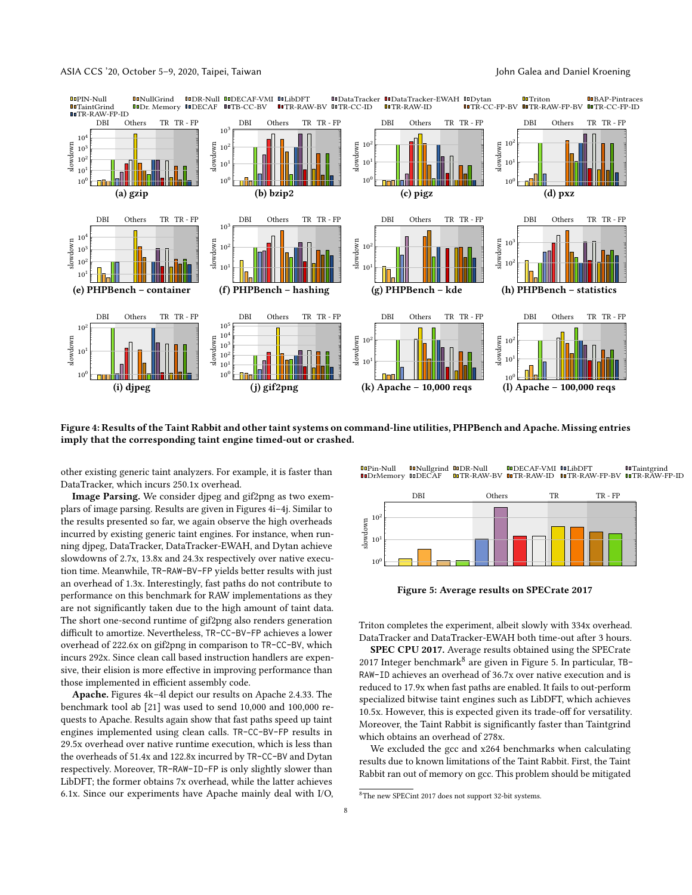Figure 4: Results of the Taint Rabbit and other taint systems on command-line utilities, PHPBench and Apache. Missing entries imply that the corresponding taint engine timed-out or crashed.

other existing generic taint analyzers. For example, it is faster than DataTracker, which incurs 250.1x overhead.

**Image Parsing.** We consider djpeg and gif2png as two exemplars of image parsing. Results are given in Figures 4i–4j. Similar to the results presented so far, we again observe the high overheads incurred by existing generic taint engines. For instance, when running djpeg, DataTracker, DataTracker-EWAH, and Dytan achieve slowdowns of 2.7x, 13.8x and 24.3x respectively over native execution time. Meanwhile, TR-RAW-BV-FP yields better results with just an overhead of 1.3x. Interestingly, fast paths do not contribute to performance on this benchmark for RAW implementations as they are not significantly taken due to the high amount of taint data. The short one-second runtime of gif2png also renders generation difficult to amortize. Nevertheless, TR-CC-BV-FP achieves a lower overhead of 222.6x on gif2png in comparison to TR-CC-BV, which incurs 292x. Since clean call based instruction handlers are expensive, their elision is more effective in improving performance than those implemented in efficient assembly code.

**Apache.** Figures 4k–4l depict our results on Apache 2.4.33. The benchmark tool ab [21] was used to send 10,000 and 100,000 requests to Apache. Results again show that fast paths speed up taint engines implemented using clean calls. TR-CC-BV-FP results in 29.5x overhead over native runtime execution, which is less than the overheads of 51.4x and 122.8x incurred by TR-CC-BV and Dytan respectively. Moreover, TR-RAW-ID-FP is only slightly slower than LibDFT; the former obtains 7x overhead, while the latter achieves 6.1x. Since our experiments have Apache mainly deal with I/O, Triton completes the experiment, albeit slowly with 334x overhead. DataTracker and DataTracker-EWAH both time-out after 3 hours.

Figure 5: Average results on SPECrate 2017

**SPEC CPU 2017.** Average results obtained using the SPECrate 2017 Integer benchmark[8] are given in Figure 5. In particular, TB-RAW-ID achieves an overhead of 36.7x over native execution and is reduced to 17.9x when fast paths are enabled. It fails to out-perform specialized bitwise taint engines such as LibDFT, which achieves 10.5x. However, this is expected given its trade-off for versatility. Moreover, the Taint Rabbit is significantly faster than Taintgrind which obtains an overhead of 278x.

We excluded the gcc and x264 benchmarks when calculating results due to known limitations of the Taint Rabbit. First, the Taint Rabbit ran out of memory on gcc. This problem should be mitigated

[8] The new SPECint 2017 does not support 32-bit systems.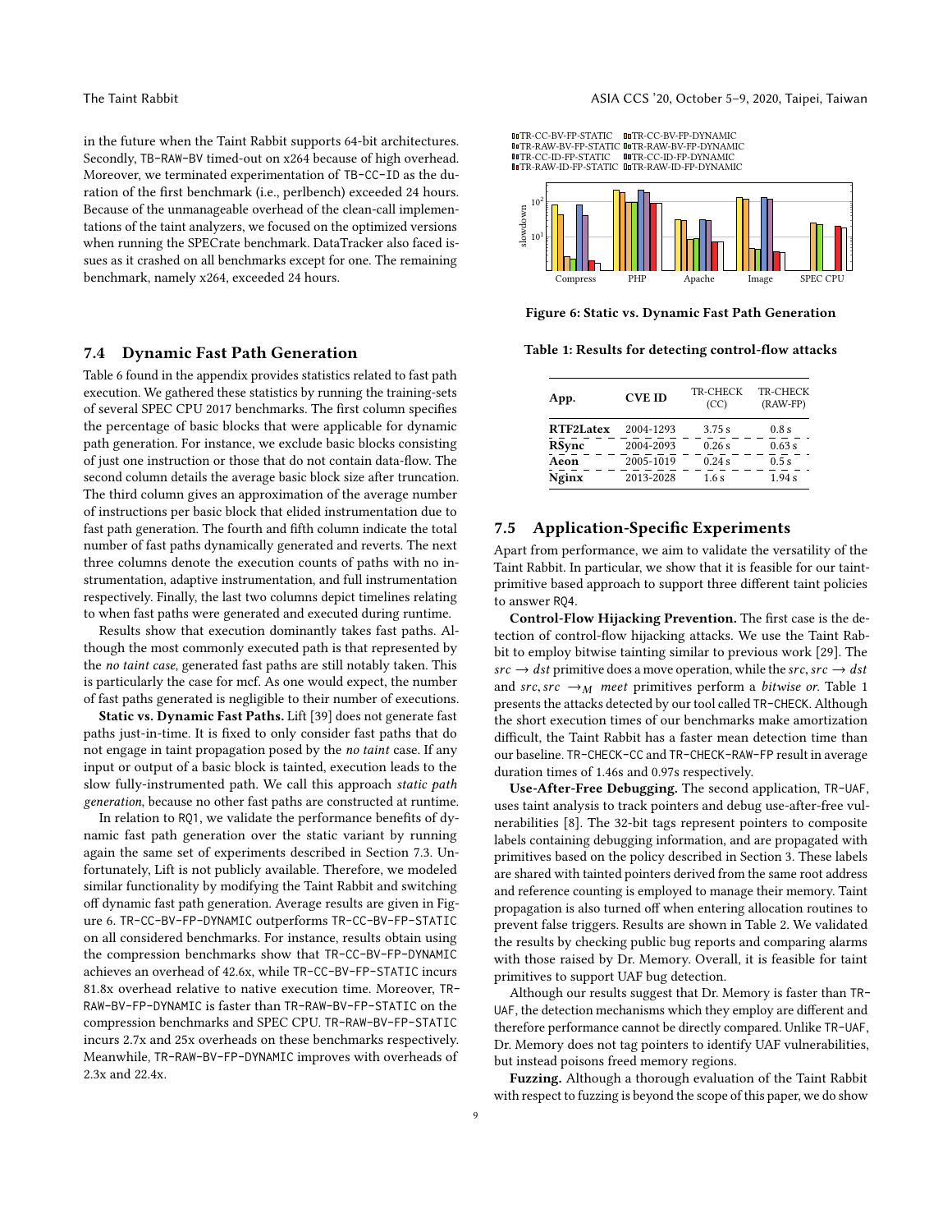in the future when the Taint Rabbit supports 64-bit architectures. Secondly, TB-RAW-BV timed-out on x264 because of high overhead. Moreover, we terminated experimentation of TB-CC-ID as the duration of the first benchmark (i.e., perlbench) exceeded 24 hours. Because of the unmanageable overhead of the clean-call implementations of the taint analyzers, we focused on the optimized versions when running the SPECrate benchmark. DataTracker also faced issues as it crashed on all benchmarks except for one. The remaining benchmark, namely x264, exceeded 24 hours.

## 7.4 Dynamic Fast Path Generation

Table 6 found in the appendix provides statistics related to fast path execution. We gathered these statistics by running the training-sets of several SPEC CPU 2017 benchmarks. The first column specifies the percentage of basic blocks that were applicable for dynamic path generation. For instance, we exclude basic blocks consisting of just one instruction or those that do not contain data-flow. The second column details the average basic block size after truncation. The third column gives an approximation of the average number of instructions per basic block that elided instrumentation due to fast path generation. The fourth and fifth column indicate the total number of fast paths dynamically generated and reverts. The next three columns denote the execution counts of paths with no instrumentation, adaptive instrumentation, and full instrumentation respectively. Finally, the last two columns depict timelines relating to when fast paths were generated and executed during runtime.

Results show that execution dominantly takes fast paths. Although the most commonly executed path is that represented by the *no taint case*, generated fast paths are still notably taken. This is particularly the case for mcf. As one would expect, the number of fast paths generated is negligible to their number of executions.

**Static vs. Dynamic Fast Paths.** Lift [39] does not generate fast paths just-in-time. It is fixed to only consider fast paths that do not engage in taint propagation posed by the *no taint* case. If any input or output of a basic block is tainted, execution leads to the slow fully-instrumented path. We call this approach *static path generation*, because no other fast paths are constructed at runtime.

In relation to RQ1, we validate the performance benefits of dynamic fast path generation over the static variant by running again the same set of experiments described in Section 7.3. Unfortunately, Lift is not publicly available. Therefore, we modeled similar functionality by modifying the Taint Rabbit and switching off dynamic fast path generation. Average results are given in Figure 6. TR-CC-BV-FP-DYNAMIC outperforms TR-CC-BV-FP-STATIC on all considered benchmarks. For instance, results obtain using the compression benchmarks show that TR-CC-BV-FP-DYNAMIC achieves an overhead of 42.6x, while TR-CC-BV-FP-STATIC incurs 81.8x overhead relative to native execution time. Moreover, TR-RAW-BV-FP-DYNAMIC is faster than TR-RAW-BV-FP-STATIC on the compression benchmarks and SPEC CPU. TR-RAW-BV-FP-STATIC incurs 2.7x and 25x overheads on these benchmarks respectively. Meanwhile, TR-RAW-BV-FP-DYNAMIC improves with overheads of 2.3x and 22.4x.

Figure 6: Static vs. Dynamic Fast Path Generation

Table 1: Results for detecting control-flow attacks

| App. | CVE ID | TR-CHECK (CC) | TR-CHECK (RAW-FP) |
|---|---|---|---|
| **RTF2Latex** | 2004-1293 | 3.75 s | 0.8 s |
| **RSync** | 2004-2093 | 0.26 s | 0.63 s |
| **Aeon** | 2005-1019 | 0.24 s | 0.5 s |
| **Nginx** | 2013-2028 | 1.6 s | 1.94 s |

## 7.5 Application-Specific Experiments

Apart from performance, we aim to validate the versatility of the Taint Rabbit. In particular, we show that it is feasible for our taint-primitive based approach to support three different taint policies to answer RQ4.

**Control-Flow Hijacking Prevention.** The first case is the detection of control-flow hijacking attacks. We use the Taint Rabbit to employ bitwise tainting similar to previous work [29]. The $src \rightarrow dst$ primitive does a move operation, while the $src, src \rightarrow dst$ and $src, src \rightarrow_M$ *meet* primitives perform a *bitwise or*. Table 1 presents the attacks detected by our tool called TR-CHECK. Although the short execution times of our benchmarks make amortization difficult, the Taint Rabbit has a faster mean detection time than our baseline. TR-CHECK-CC and TR-CHECK-RAW-FP result in average duration times of 1.46s and 0.97s respectively.

**Use-After-Free Debugging.** The second application, TR-UAF, uses taint analysis to track pointers and debug use-after-free vulnerabilities [8]. The 32-bit tags represent pointers to composite labels containing debugging information, and are propagated with primitives based on the policy described in Section 3. These labels are shared with tainted pointers derived from the same root address and reference counting is employed to manage their memory. Taint propagation is also turned off when entering allocation routines to prevent false triggers. Results are shown in Table 2. We validated the results by checking public bug reports and comparing alarms with those raised by Dr. Memory. Overall, it is feasible for taint primitives to support UAF bug detection.

Although our results suggest that Dr. Memory is faster than TR-UAF, the detection mechanisms which they employ are different and therefore performance cannot be directly compared. Unlike TR-UAF, Dr. Memory does not tag pointers to identify UAF vulnerabilities, but instead poisons freed memory regions.

**Fuzzing.** Although a thorough evaluation of the Taint Rabbit with respect to fuzzing is beyond the scope of this paper, we do show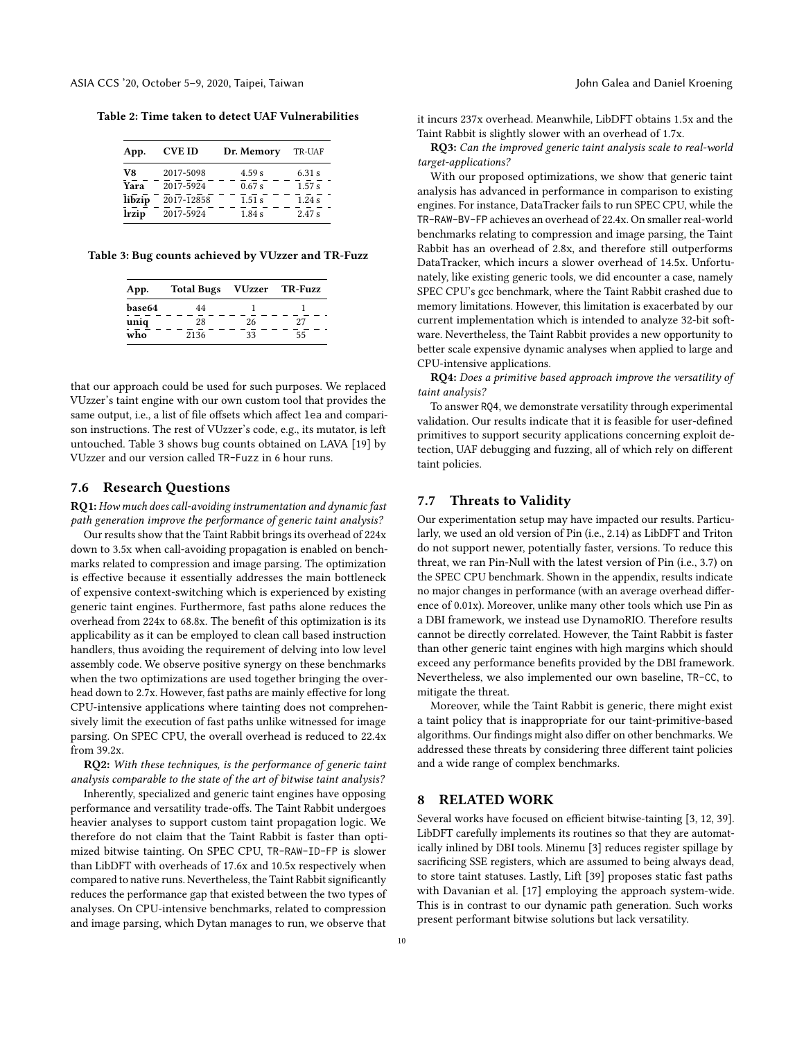Table 2: Time taken to detect UAF Vulnerabilities

| App. | CVE ID | Dr. Memory | TR-UAF |
|---|---|---|---|
| **V8** | 2017-5098 | 4.59 s | 6.31 s |
| **Yara** | 2017-5924 | 0.67 s | 1.57 s |
| **libzip** | 2017-12858 | 1.51 s | 1.24 s |
| **lrzip** | 2017-5924 | 1.84 s | 2.47 s |

Table 3: Bug counts achieved by VUzzer and TR-Fuzz

| App. | Total Bugs | VUzzer | TR-Fuzz |
|---|---|---|---|
| **base64** | 44 | 1 | 1 |
| **uniq** | 28 | 26 | 27 |
| **who** | 2136 | 33 | 55 |

that our approach could be used for such purposes. We replaced VUzzer's taint engine with our own custom tool that provides the same output, i.e., a list of file offsets which affect `lea` and comparison instructions. The rest of VUzzer's code, e.g., its mutator, is left untouched. Table 3 shows bug counts obtained on LAVA [19] by VUzzer and our version called `TR-Fuzz` in 6 hour runs.

## 7.6 Research Questions

**RQ1:** *How much does call-avoiding instrumentation and dynamic fast path generation improve the performance of generic taint analysis?*

Our results show that the Taint Rabbit brings its overhead of 224x down to 3.5x when call-avoiding propagation is enabled on benchmarks related to compression and image parsing. The optimization is effective because it essentially addresses the main bottleneck of expensive context-switching which is experienced by existing generic taint engines. Furthermore, fast paths alone reduces the overhead from 224x to 68.8x. The benefit of this optimization is its applicability as it can be employed to clean call based instruction handlers, thus avoiding the requirement of delving into low level assembly code. We observe positive synergy on these benchmarks when the two optimizations are used together bringing the overhead down to 2.7x. However, fast paths are mainly effective for long CPU-intensive applications where tainting does not comprehensively limit the execution of fast paths unlike witnessed for image parsing. On SPEC CPU, the overall overhead is reduced to 22.4x from 39.2x.

**RQ2:** *With these techniques, is the performance of generic taint analysis comparable to the state of the art of bitwise taint analysis?*

Inherently, specialized and generic taint engines have opposing performance and versatility trade-offs. The Taint Rabbit undergoes heavier analyses to support custom taint propagation logic. We therefore do not claim that the Taint Rabbit is faster than optimized bitwise tainting. On SPEC CPU, `TR-RAW-ID-FP` is slower than LibDFT with overheads of 17.6x and 10.5x respectively when compared to native runs. Nevertheless, the Taint Rabbit significantly reduces the performance gap that existed between the two types of analyses. On CPU-intensive benchmarks, related to compression and image parsing, which Dytan manages to run, we observe that it incurs 237x overhead. Meanwhile, LibDFT obtains 1.5x and the Taint Rabbit is slightly slower with an overhead of 1.7x.

**RQ3:** *Can the improved generic taint analysis scale to real-world target-applications?*

With our proposed optimizations, we show that generic taint analysis has advanced in performance in comparison to existing engines. For instance, DataTracker fails to run SPEC CPU, while the `TR-RAW-BV-FP` achieves an overhead of 22.4x. On smaller real-world benchmarks relating to compression and image parsing, the Taint Rabbit has an overhead of 2.8x, and therefore still outperforms DataTracker, which incurs a slower overhead of 14.5x. Unfortunately, like existing generic tools, we did encounter a case, namely SPEC CPU's gcc benchmark, where the Taint Rabbit crashed due to memory limitations. However, this limitation is exacerbated by our current implementation which is intended to analyze 32-bit software. Nevertheless, the Taint Rabbit provides a new opportunity to better scale expensive dynamic analyses when applied to large and CPU-intensive applications.

**RQ4:** *Does a primitive based approach improve the versatility of taint analysis?*

To answer `RQ4`, we demonstrate versatility through experimental validation. Our results indicate that it is feasible for user-defined primitives to support security applications concerning exploit detection, UAF debugging and fuzzing, all of which rely on different taint policies.

## 7.7 Threats to Validity

Our experimentation setup may have impacted our results. Particularly, we used an old version of Pin (i.e., 2.14) as LibDFT and Triton do not support newer, potentially faster, versions. To reduce this threat, we ran Pin-Null with the latest version of Pin (i.e., 3.7) on the SPEC CPU benchmark. Shown in the appendix, results indicate no major changes in performance (with an average overhead difference of 0.01x). Moreover, unlike many other tools which use Pin as a DBI framework, we instead use DynamoRIO. Therefore results cannot be directly correlated. However, the Taint Rabbit is faster than other generic taint engines with high margins which should exceed any performance benefits provided by the DBI framework. Nevertheless, we also implemented our own baseline, `TR-CC`, to mitigate the threat.

Moreover, while the Taint Rabbit is generic, there might exist a taint policy that is inappropriate for our taint-primitive-based algorithms. Our findings might also differ on other benchmarks. We addressed these threats by considering three different taint policies and a wide range of complex benchmarks.

# 8 RELATED WORK

Several works have focused on efficient bitwise-tainting [3, 12, 39]. LibDFT carefully implements its routines so that they are automatically inlined by DBI tools. Minemu [3] reduces register spillage by sacrificing SSE registers, which are assumed to being always dead, to store taint statuses. Lastly, Lift [39] proposes static fast paths with Davanian et al. [17] employing the approach system-wide. This is in contrast to our dynamic path generation. Such works present performant bitwise solutions but lack versatility.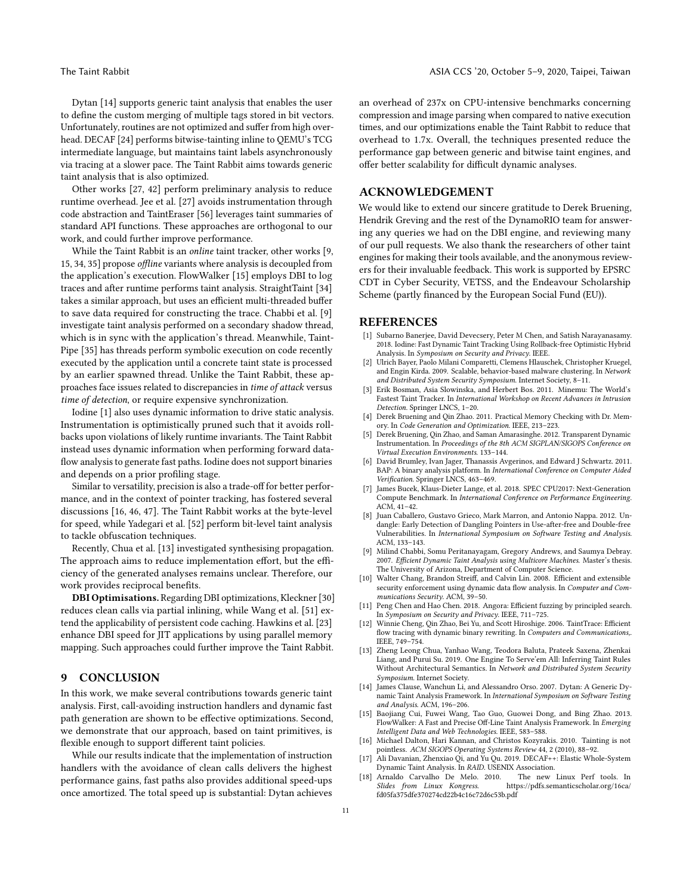Dytan [14] supports generic taint analysis that enables the user to define the custom merging of multiple tags stored in bit vectors. Unfortunately, routines are not optimized and suffer from high overhead. DECAF [24] performs bitwise-tainting inline to QEMU's TCG intermediate language, but maintains taint labels asynchronously via tracing at a slower pace. The Taint Rabbit aims towards generic taint analysis that is also optimized.

Other works [27, 42] perform preliminary analysis to reduce runtime overhead. Jee et al. [27] avoids instrumentation through code abstraction and TaintEraser [56] leverages taint summaries of standard API functions. These approaches are orthogonal to our work, and could further improve performance.

While the Taint Rabbit is an *online* taint tracker, other works [9, 15, 34, 35] propose *offline* variants where analysis is decoupled from the application's execution. FlowWalker [15] employs DBI to log traces and after runtime performs taint analysis. StraightTaint [34] takes a similar approach, but uses an efficient multi-threaded buffer to save data required for constructing the trace. Chabbi et al. [9] investigate taint analysis performed on a secondary shadow thread, which is in sync with the application's thread. Meanwhile, TaintPipe [35] has threads perform symbolic execution on code recently executed by the application until a concrete taint state is processed by an earlier spawned thread. Unlike the Taint Rabbit, these approaches face issues related to discrepancies in *time of attack* versus *time of detection*, or require expensive synchronization.

Iodine [1] also uses dynamic information to drive static analysis. Instrumentation is optimistically pruned such that it avoids rollbacks upon violations of likely runtime invariants. The Taint Rabbit instead uses dynamic information when performing forward dataflow analysis to generate fast paths. Iodine does not support binaries and depends on a prior profiling stage.

Similar to versatility, precision is also a trade-off for better performance, and in the context of pointer tracking, has fostered several discussions [16, 46, 47]. The Taint Rabbit works at the byte-level for speed, while Yadegari et al. [52] perform bit-level taint analysis to tackle obfuscation techniques.

Recently, Chua et al. [13] investigated synthesising propagation. The approach aims to reduce implementation effort, but the efficiency of the generated analyses remains unclear. Therefore, our work provides reciprocal benefits.

**DBI Optimisations.** Regarding DBI optimizations, Kleckner [30] reduces clean calls via partial inlining, while Wang et al. [51] extend the applicability of persistent code caching. Hawkins et al. [23] enhance DBI speed for JIT applications by using parallel memory mapping. Such approaches could further improve the Taint Rabbit.

## 9 CONCLUSION

In this work, we make several contributions towards generic taint analysis. First, call-avoiding instruction handlers and dynamic fast path generation are shown to be effective optimizations. Second, we demonstrate that our approach, based on taint primitives, is flexible enough to support different taint policies.

While our results indicate that the implementation of instruction handlers with the avoidance of clean calls delivers the highest performance gains, fast paths also provides additional speed-ups once amortized. The total speed up is substantial: Dytan achieves an overhead of 237x on CPU-intensive benchmarks concerning compression and image parsing when compared to native execution times, and our optimizations enable the Taint Rabbit to reduce that overhead to 1.7x. Overall, the techniques presented reduce the performance gap between generic and bitwise taint engines, and offer better scalability for difficult dynamic analyses.

## ACKNOWLEDGEMENT

We would like to extend our sincere gratitude to Derek Bruening, Hendrik Greving and the rest of the DynamoRIO team for answering any queries we had on the DBI engine, and reviewing many of our pull requests. We also thank the researchers of other taint engines for making their tools available, and the anonymous reviewers for their invaluable feedback. This work is supported by EPSRC CDT in Cyber Security, VETSS, and the Endeavour Scholarship Scheme (partly financed by the European Social Fund (EU)).

## REFERENCES

- [1] Subarno Banerjee, David Devecsery, Peter M Chen, and Satish Narayanasamy. 2018. Iodine: Fast Dynamic Taint Tracking Using Rollback-free Optimistic Hybrid Analysis. In *Symposium on Security and Privacy*. IEEE.
- [2] Ulrich Bayer, Paolo Milani Comparetti, Clemens Hlauschek, Christopher Kruegel, and Engin Kirda. 2009. Scalable, behavior-based malware clustering. In *Network and Distributed System Security Symposium*. Internet Society, 8–11.
- [3] Erik Bosman, Asia Slowinska, and Herbert Bos. 2011. Minemu: The World's Fastest Taint Tracker. In *International Workshop on Recent Advances in Intrusion Detection*. Springer LNCS, 1–20.
- [4] Derek Bruening and Qin Zhao. 2011. Practical Memory Checking with Dr. Memory. In *Code Generation and Optimization*. IEEE, 213–223.
- [5] Derek Bruening, Qin Zhao, and Saman Amarasinghe. 2012. Transparent Dynamic Instrumentation. In *Proceedings of the 8th ACM SIGPLAN/SIGOPS Conference on Virtual Execution Environments*. 133–144.
- [6] David Brumley, Ivan Jager, Thanassis Avgerinos, and Edward J Schwartz. 2011. BAP: A binary analysis platform. In *International Conference on Computer Aided Verification*. Springer LNCS, 463–469.
- [7] James Bucek, Klaus-Dieter Lange, et al. 2018. SPEC CPU2017: Next-Generation Compute Benchmark. In *International Conference on Performance Engineering*. ACM, 41–42.
- [8] Juan Caballero, Gustavo Grieco, Mark Marron, and Antonio Nappa. 2012. Undangle: Early Detection of Dangling Pointers in Use-after-free and Double-free Vulnerabilities. In *International Symposium on Software Testing and Analysis*. ACM, 133–143.
- [9] Milind Chabbi, Somu Peritanayagam, Gregory Andrews, and Saumya Debray. 2007. *Efficient Dynamic Taint Analysis using Multicore Machines*. Master's thesis. The University of Arizona, Department of Computer Science.
- [10] Walter Chang, Brandon Streiff, and Calvin Lin. 2008. Efficient and extensible security enforcement using dynamic data flow analysis. In *Computer and Communications Security*. ACM, 39–50.
- [11] Peng Chen and Hao Chen. 2018. Angora: Efficient fuzzing by principled search. In *Symposium on Security and Privacy*. IEEE, 711–725.
- [12] Winnie Cheng, Qin Zhao, Bei Yu, and Scott Hiroshige. 2006. TaintTrace: Efficient flow tracing with dynamic binary rewriting. In *Computers and Communications,*. IEEE, 749–754.
- [13] Zheng Leong Chua, Yanhao Wang, Teodora Baluta, Prateek Saxena, Zhenkai Liang, and Purui Su. 2019. One Engine To Serve'em All: Inferring Taint Rules Without Architectural Semantics. In *Network and Distributed System Security Symposium*. Internet Society.
- [14] James Clause, Wanchun Li, and Alessandro Orso. 2007. Dytan: A Generic Dynamic Taint Analysis Framework. In *International Symposium on Software Testing and Analysis*. ACM, 196–206.
- [15] Baojiang Cui, Fuwei Wang, Tao Guo, Guowei Dong, and Bing Zhao. 2013. FlowWalker: A Fast and Precise Off-Line Taint Analysis Framework. In *Emerging Intelligent Data and Web Technologies*. IEEE, 583–588.
- [16] Michael Dalton, Hari Kannan, and Christos Kozyrakis. 2010. Tainting is not pointless. *ACM SIGOPS Operating Systems Review* 44, 2 (2010), 88–92.
- [17] Ali Davanian, Zhenxiao Qi, and Yu Qu. 2019. DECAF++: Elastic Whole-System Dynamic Taint Analysis. In *RAID*. USENIX Association.
- [18] Arnaldo Carvalho De Melo. 2010. The new Linux Perf tools. In *Slides from Linux Kongress*. https://pdfs.semanticscholar.org/16ca/fd05fa375dfe370274cd22b4c16c72d6c53b.pdf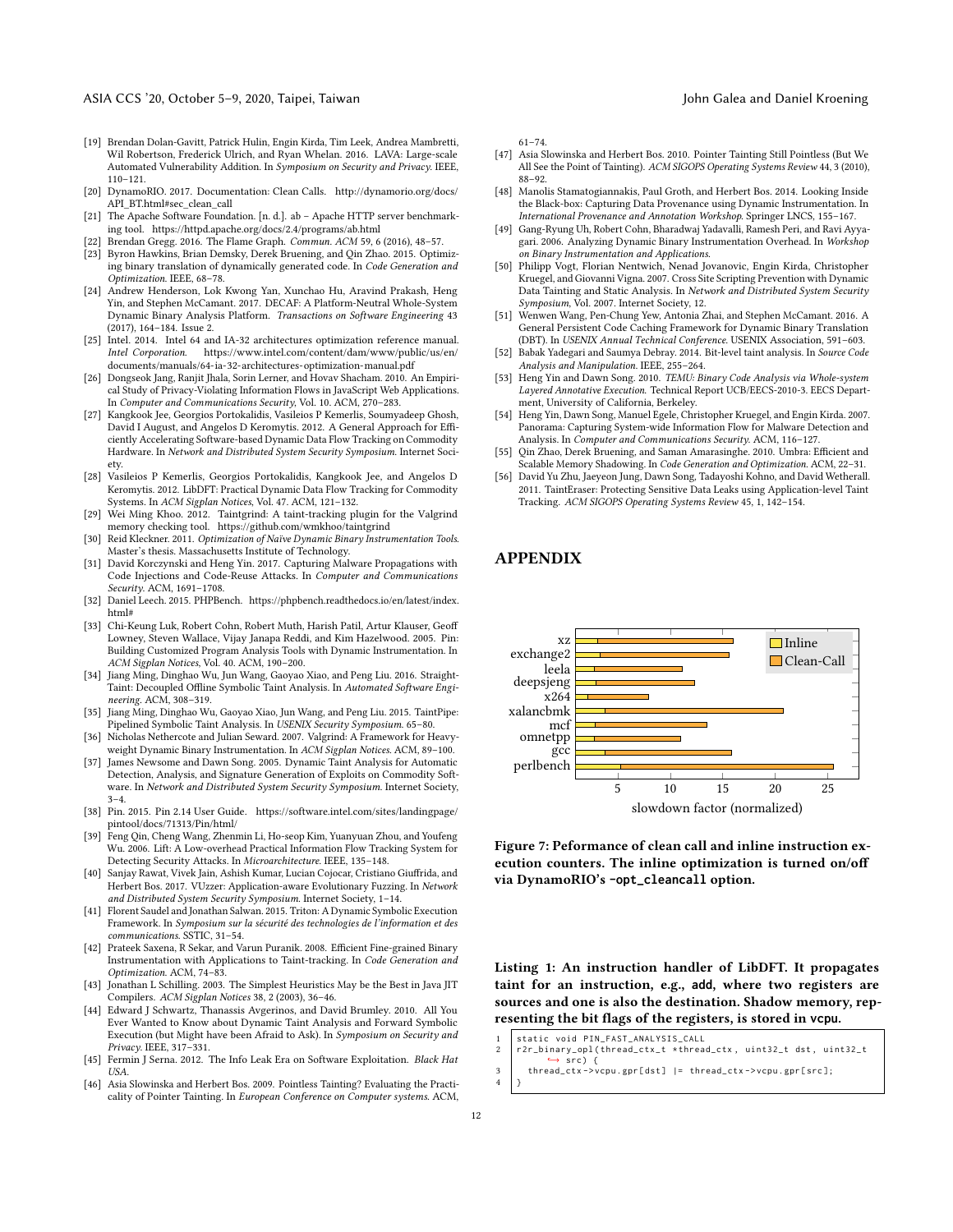[19] Brendan Dolan-Gavitt, Patrick Hulin, Engin Kirda, Tim Leek, Andrea Mambretti, Wil Robertson, Frederick Ulrich, and Ryan Whelan. 2016. LAVA: Large-scale Automated Vulnerability Addition. In *Symposium on Security and Privacy*. IEEE, 110–121.

[20] DynamoRIO. 2017. Documentation: Clean Calls. http://dynamorio.org/docs/API_BT.html#sec_clean_call

[21] The Apache Software Foundation. [n. d.]. ab – Apache HTTP server benchmarking tool. https://httpd.apache.org/docs/2.4/programs/ab.html

[22] Brendan Gregg. 2016. The Flame Graph. *Commun. ACM* 59, 6 (2016), 48–57.

[23] Byron Hawkins, Brian Demsky, Derek Bruening, and Qin Zhao. 2015. Optimizing binary translation of dynamically generated code. In *Code Generation and Optimization*. IEEE, 68–78.

[24] Andrew Henderson, Lok Kwong Yan, Xunchao Hu, Aravind Prakash, Heng Yin, and Stephen McCamant. 2017. DECAF: A Platform-Neutral Whole-System Dynamic Binary Analysis Platform. *Transactions on Software Engineering* 43 (2017), 164–184. Issue 2.

[25] Intel. 2014. Intel 64 and IA-32 architectures optimization reference manual. *Intel Corporation*. https://www.intel.com/content/dam/www/public/us/en/documents/manuals/64-ia-32-architectures-optimization-manual.pdf

[26] Dongseok Jang, Ranjit Jhala, Sorin Lerner, and Hovav Shacham. 2010. An Empirical Study of Privacy-Violating Information Flows in JavaScript Web Applications. In *Computer and Communications Security*, Vol. 10. ACM, 270–283.

[27] Kangkook Jee, Georgios Portokalidis, Vasileios P Kemerlis, Soumyadeep Ghosh, David I August, and Angelos D Keromytis. 2012. A General Approach for Efficiently Accelerating Software-based Dynamic Data Flow Tracking on Commodity Hardware. In *Network and Distributed System Security Symposium*. Internet Society.

[28] Vasileios P Kemerlis, Georgios Portokalidis, Kangkook Jee, and Angelos D Keromytis. 2012. LibDFT: Practical Dynamic Data Flow Tracking for Commodity Systems. In *ACM Sigplan Notices*, Vol. 47. ACM, 121–132.

[29] Wei Ming Khoo. 2012. Taintgrind: A taint-tracking plugin for the Valgrind memory checking tool. https://github.com/wmkhoo/taintgrind

[30] Reid Kleckner. 2011. *Optimization of Naïve Dynamic Binary Instrumentation Tools*. Master's thesis. Massachusetts Institute of Technology.

[31] David Korczynski and Heng Yin. 2017. Capturing Malware Propagations with Code Injections and Code-Reuse Attacks. In *Computer and Communications Security*. ACM, 1691–1708.

[32] Daniel Leech. 2015. PHPBench. https://phpbench.readthedocs.io/en/latest/index.html#

[33] Chi-Keung Luk, Robert Cohn, Robert Muth, Harish Patil, Artur Klauser, Geoff Lowney, Steven Wallace, Vijay Janapa Reddi, and Kim Hazelwood. 2005. Pin: Building Customized Program Analysis Tools with Dynamic Instrumentation. In *ACM Sigplan Notices*, Vol. 40. ACM, 190–200.

[34] Jiang Ming, Dinghao Wu, Jun Wang, Gaoyao Xiao, and Peng Liu. 2016. Straight-Taint: Decoupled Offline Symbolic Taint Analysis. In *Automated Software Engineering*. ACM, 308–319.

[35] Jiang Ming, Dinghao Wu, Gaoyao Xiao, Jun Wang, and Peng Liu. 2015. TaintPipe: Pipelined Symbolic Taint Analysis. In *USENIX Security Symposium*. 65–80.

[36] Nicholas Nethercote and Julian Seward. 2007. Valgrind: A Framework for Heavyweight Dynamic Binary Instrumentation. In *ACM Sigplan Notices*. ACM, 89–100.

[37] James Newsome and Dawn Song. 2005. Dynamic Taint Analysis for Automatic Detection, Analysis, and Signature Generation of Exploits on Commodity Software. In *Network and Distributed System Security Symposium*. Internet Society, 3–4.

[38] Pin. 2015. Pin 2.14 User Guide. https://software.intel.com/sites/landingpage/pintool/docs/71313/Pin/html/

[39] Feng Qin, Cheng Wang, Zhenmin Li, Ho-seop Kim, Yuanyuan Zhou, and Youfeng Wu. 2006. Lift: A Low-overhead Practical Information Flow Tracking System for Detecting Security Attacks. In *Microarchitecture*. IEEE, 135–148.

[40] Sanjay Rawat, Vivek Jain, Ashish Kumar, Lucian Cojocar, Cristiano Giuffrida, and Herbert Bos. 2017. VUzzer: Application-aware Evolutionary Fuzzing. In *Network and Distributed System Security Symposium*. Internet Society, 1–14.

[41] Florent Saudel and Jonathan Salwan. 2015. Triton: A Dynamic Symbolic Execution Framework. In *Symposium sur la sécurité des technologies de l'information et des communications*. SSTIC, 31–54.

[42] Prateek Saxena, R Sekar, and Varun Puranik. 2008. Efficient Fine-grained Binary Instrumentation with Applications to Taint-tracking. In *Code Generation and Optimization*. ACM, 74–83.

[43] Jonathan L Schilling. 2003. The Simplest Heuristics May be the Best in Java JIT Compilers. *ACM Sigplan Notices* 38, 2 (2003), 36–46.

[44] Edward J Schwartz, Thanassis Avgerinos, and David Brumley. 2010. All You Ever Wanted to Know about Dynamic Taint Analysis and Forward Symbolic Execution (but Might have been Afraid to Ask). In *Symposium on Security and Privacy*. IEEE, 317–331.

[45] Fermin J Serna. 2012. The Info Leak Era on Software Exploitation. *Black Hat USA*.

[46] Asia Slowinska and Herbert Bos. 2009. Pointless Tainting? Evaluating the Practicality of Pointer Tainting. In *European Conference on Computer systems*. ACM, 61–74.

[47] Asia Slowinska and Herbert Bos. 2010. Pointer Tainting Still Pointless (But We All See the Point of Tainting). *ACM SIGOPS Operating Systems Review* 44, 3 (2010), 88–92.

[48] Manolis Stamatogiannakis, Paul Groth, and Herbert Bos. 2014. Looking Inside the Black-box: Capturing Data Provenance using Dynamic Instrumentation. In *International Provenance and Annotation Workshop*. Springer LNCS, 155–167.

[49] Gang-Ryung Uh, Robert Cohn, Bharadwaj Yadavalli, Ramesh Peri, and Ravi Ayyagari. 2006. Analyzing Dynamic Binary Instrumentation Overhead. In *Workshop on Binary Instrumentation and Applications*.

[50] Philipp Vogt, Florian Nentwich, Nenad Jovanovic, Engin Kirda, Christopher Kruegel, and Giovanni Vigna. 2007. Cross Site Scripting Prevention with Dynamic Data Tainting and Static Analysis. In *Network and Distributed System Security Symposium*, Vol. 2007. Internet Society, 12.

[51] Wenwen Wang, Pen-Chung Yew, Antonia Zhai, and Stephen McCamant. 2016. A General Persistent Code Caching Framework for Dynamic Binary Translation (DBT). In *USENIX Annual Technical Conference*. USENIX Association, 591–603.

[52] Babak Yadegari and Saumya Debray. 2014. Bit-level taint analysis. In *Source Code Analysis and Manipulation*. IEEE, 255–264.

[53] Heng Yin and Dawn Song. 2010. *TEMU: Binary Code Analysis via Whole-system Layered Annotative Execution*. Technical Report UCB/EECS-2010-3. EECS Department, University of California, Berkeley.

[54] Heng Yin, Dawn Song, Manuel Egele, Christopher Kruegel, and Engin Kirda. 2007. Panorama: Capturing System-wide Information Flow for Malware Detection and Analysis. In *Computer and Communications Security*. ACM, 116–127.

[55] Qin Zhao, Derek Bruening, and Saman Amarasinghe. 2010. Umbra: Efficient and Scalable Memory Shadowing. In *Code Generation and Optimization*. ACM, 22–31.

[56] David Yu Zhu, Jaeyeon Jung, Dawn Song, Tadayoshi Kohno, and David Wetherall. 2011. TaintEraser: Protecting Sensitive Data Leaks using Application-level Taint Tracking. *ACM SIGOPS Operating Systems Review* 45, 1, 142–154.

# APPENDIX

**Figure 7: Peformance of clean call and inline instruction execution counters. The inline optimization is turned on/off via DynamoRIO's -opt_cleancall option.**

**Listing 1: An instruction handler of LibDFT. It propagates taint for an instruction, e.g., add, where two registers are sources and one is also the destination. Shadow memory, representing the bit flags of the registers, is stored in vcpu.**

```
static void PIN_FAST_ANALYSIS_CALL
r2r_binary_opl(thread_ctx_t *thread_ctx, uint32_t dst, uint32_t
    src) {
  thread_ctx->vcpu.gpr[dst] |= thread_ctx->vcpu.gpr[src];
}
```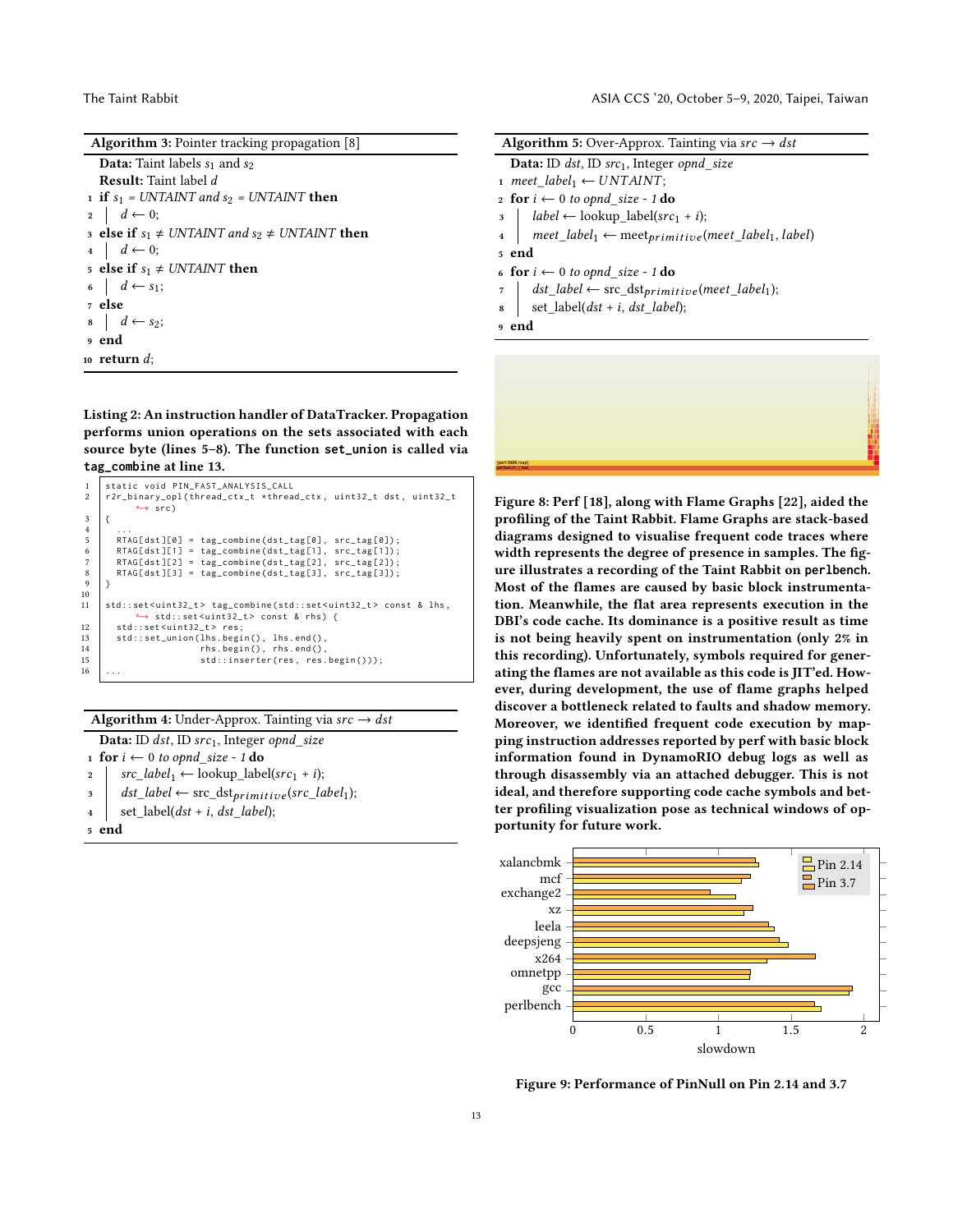**Algorithm 3:** Pointer tracking propagation [8]

**Data:** Taint labels $s_1$ and $s_2$
**Result:** Taint label $d$

```
1  if s1 = UNTAINT and s2 = UNTAINT then
2  |   d ← 0;
3  else if s1 ≠ UNTAINT and s2 ≠ UNTAINT then
4  |   d ← 0;
5  else if s1 ≠ UNTAINT then
6  |   d ← s1;
7  else
8  |   d ← s2;
9  end
10 return d;
```

**Listing 2: An instruction handler of DataTracker. Propagation performs union operations on the sets associated with each source byte (lines 5–8). The function `set_union` is called via `tag_combine` at line 13.**

```
1  static void PIN_FAST_ANALYSIS_CALL
2  r2r_binary_opl(thread_ctx_t *thread_ctx, uint32_t dst, uint32_t
       ↪ src)
3  {
4    ...
5    RTAG[dst][0] = tag_combine(dst_tag[0], src_tag[0]);
6    RTAG[dst][1] = tag_combine(dst_tag[1], src_tag[1]);
7    RTAG[dst][2] = tag_combine(dst_tag[2], src_tag[2]);
8    RTAG[dst][3] = tag_combine(dst_tag[3], src_tag[3]);
9  }
10
11 std::set<uint32_t> tag_combine(std::set<uint32_t> const & lhs,
       ↪ std::set<uint32_t> const & rhs) {
12   std::set<uint32_t> res;
13   std::set_union(lhs.begin(), lhs.end(),
14                  rhs.begin(), rhs.end(),
15                  std::inserter(res, res.begin()));
16   ...
```

**Algorithm 4:** Under-Approx. Tainting via $src \rightarrow dst$

**Data:** ID $dst$, ID $src_1$, Integer $opnd\_size$

```
1  for i ← 0 to opnd_size - 1 do
2  |   src_label1 ← lookup_label(src1 + i);
3  |   dst_label ← src_dst_primitive(src_label1);
4  |   set_label(dst + i, dst_label);
5  end
```

**Algorithm 5:** Over-Approx. Tainting via $src \rightarrow dst$

**Data:** ID $dst$, ID $src_1$, Integer $opnd\_size$

```
1  meet_label1 ← UNTAINT;
2  for i ← 0 to opnd_size - 1 do
3  |   label ← lookup_label(src1 + i);
4  |   meet_label1 ← meet_primitive(meet_label1, label)
5  end
6  for i ← 0 to opnd_size - 1 do
7  |   dst_label ← src_dst_primitive(meet_label1);
8  |   set_label(dst + i, dst_label);
9  end
```

**Figure 8: Perf [18], along with Flame Graphs [22], aided the profiling of the Taint Rabbit. Flame Graphs are stack-based diagrams designed to visualise frequent code traces where width represents the degree of presence in samples. The figure illustrates a recording of the Taint Rabbit on `perlbench`. Most of the flames are caused by basic block instrumentation. Meanwhile, the flat area represents execution in the DBI's code cache. Its dominance is a positive result as time is not being heavily spent on instrumentation (only 2% in this recording). Unfortunately, symbols required for generating the flames are not available as this code is JIT'ed. However, during development, the use of flame graphs helped discover a bottleneck related to faults and shadow memory. Moreover, we identified frequent code execution by mapping instruction addresses reported by perf with basic block information found in DynamoRIO debug logs as well as through disassembly via an attached debugger. This is not ideal, and therefore supporting code cache symbols and better profiling visualization pose as technical windows of opportunity for future work.**

**Figure 9: Performance of PinNull on Pin 2.14 and 3.7**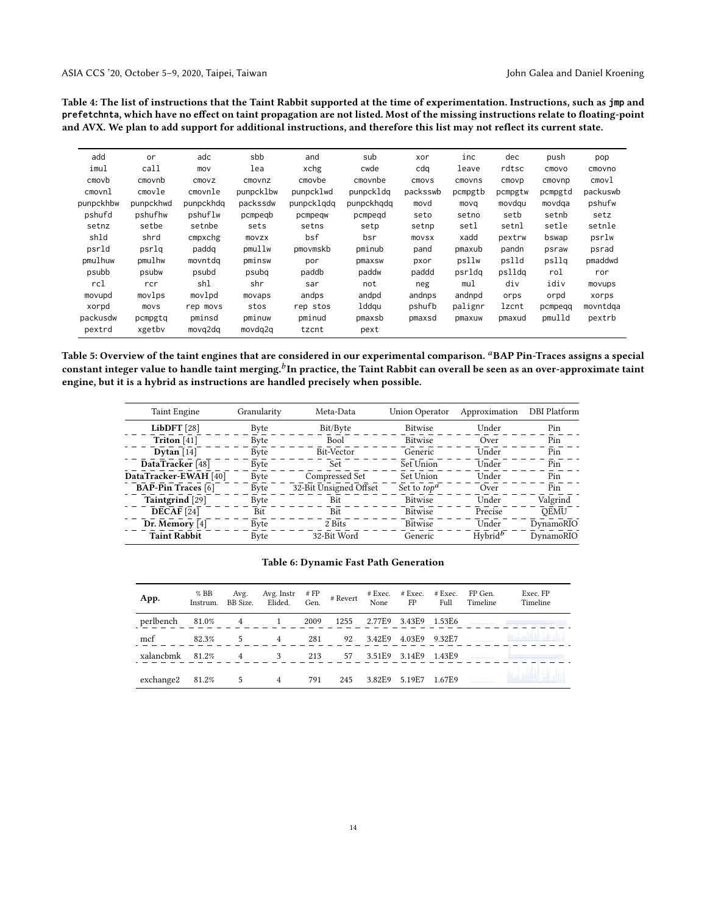**Table 4: The list of instructions that the Taint Rabbit supported at the time of experimentation. Instructions, such as jmp and prefetchnta, which have no effect on taint propagation are not listed. Most of the missing instructions relate to floating-point and AVX. We plan to add support for additional instructions, and therefore this list may not reflect its current state.**

| | | | | | | | | | | |
|---|---|---|---|---|---|---|---|---|---|---|
| add | or | adc | sbb | and | sub | xor | inc | dec | push | pop |
| imul | call | mov | lea | xchg | cwde | cdq | leave | rdtsc | cmovo | cmovno |
| cmovb | cmovnb | cmovz | cmovnz | cmovbe | cmovnbe | cmovs | cmovns | cmovp | cmovnp | cmovl |
| cmovnl | cmovle | cmovnle | punpcklbw | punpcklwd | punpckldq | packsswb | pcmpgtb | pcmpgtw | pcmpgtd | packuswb |
| punpckhbw | punpckhwd | punpckhdq | packssdw | punpcklqdq | punpckhqdq | movd | movq | movdqu | movdqa | pshufw |
| pshufd | pshufhw | pshuflw | pcmpeqb | pcmpeqw | pcmpeqd | seto | setno | setb | setnb | setz |
| setnz | setbe | setnbe | sets | setns | setp | setnp | setl | setnl | setle | setnle |
| shld | shrd | cmpxchg | movzx | bsf | bsr | movsx | xadd | pextrw | bswap | psrlw |
| psrld | psrlq | paddq | pmullw | pmovmskb | pminub | pand | pmaxub | pandn | psraw | psrad |
| pmulhuw | pmulhw | movntdq | pminsw | por | pmaxsw | pxor | psllw | pslld | psllq | pmaddwd |
| psubb | psubw | psubd | psubq | paddb | paddw | paddd | psrldq | pslldq | rol | ror |
| rcl | rcr | shl | shr | sar | not | neg | mul | div | idiv | movups |
| movupd | movlps | movlpd | movaps | andps | andpd | andnps | andnpd | orps | orpd | xorps |
| xorpd | movs | rep movs | stos | rep stos | lddqu | pshufb | palignr | lzcnt | pcmpeqq | movntdqa |
| packusdw | pcmpgtq | pminsd | pminuw | pminud | pmaxsb | pmaxsd | pmaxuw | pmaxud | pmulld | pextrb |
| pextrd | xgetbv | movq2dq | movdq2q | tzcnt | pext | | | | | |

**Table 5: Overview of the taint engines that are considered in our experimental comparison. [a]BAP Pin-Traces assigns a special constant integer value to handle taint merging.[b]In practice, the Taint Rabbit can overall be seen as an over-approximate taint engine, but it is a hybrid as instructions are handled precisely when possible.**

| Taint Engine | Granularity | Meta-Data | Union Operator | Approximation | DBI Platform |
|---|---|---|---|---|---|
| **LibDFT** [28] | Byte | Bit/Byte | Bitwise | Under | Pin |
| **Triton** [41] | Byte | Bool | Bitwise | Over | Pin |
| **Dytan** [14] | Byte | Bit-Vector | Generic | Under | Pin |
| **DataTracker** [48] | Byte | Set | Set Union | Under | Pin |
| **DataTracker-EWAH** [40] | Byte | Compressed Set | Set Union | Under | Pin |
| **BAP-Pin Traces** [6] | Byte | 32-Bit Unsigned Offset | Set to *top*[a] | Over | Pin |
| **Taintgrind** [29] | Byte | Bit | Bitwise | Under | Valgrind |
| **DECAF** [24] | Bit | Bit | Bitwise | Precise | QEMU |
| **Dr. Memory** [4] | Byte | 2 Bits | Bitwise | Under | DynamoRIO |
| **Taint Rabbit** | Byte | 32-Bit Word | Generic | Hybrid[b] | DynamoRIO |

**Table 6: Dynamic Fast Path Generation**

| App. | % BB Instrum. | Avg. BB Size. | Avg. Instr Elided. | # FP Gen. | # Revert | # Exec. None | # Exec. FP | # Exec. Full | FP Gen. Timeline | Exec. FP Timeline |
|---|---|---|---|---|---|---|---|---|---|---|
| perlbench | 81.0% | 4 | 1 | 2009 | 1255 | 2.77E9 | 3.43E9 | 1.53E6 | | |
| mcf | 82.3% | 5 | 4 | 281 | 92 | 3.42E9 | 4.03E9 | 9.32E7 | | |
| xalancbmk | 81.2% | 4 | 3 | 213 | 57 | 3.51E9 | 3.14E9 | 1.43E9 | | |
| exchange2 | 81.2% | 5 | 4 | 791 | 245 | 3.82E9 | 5.19E7 | 1.67E9 | | |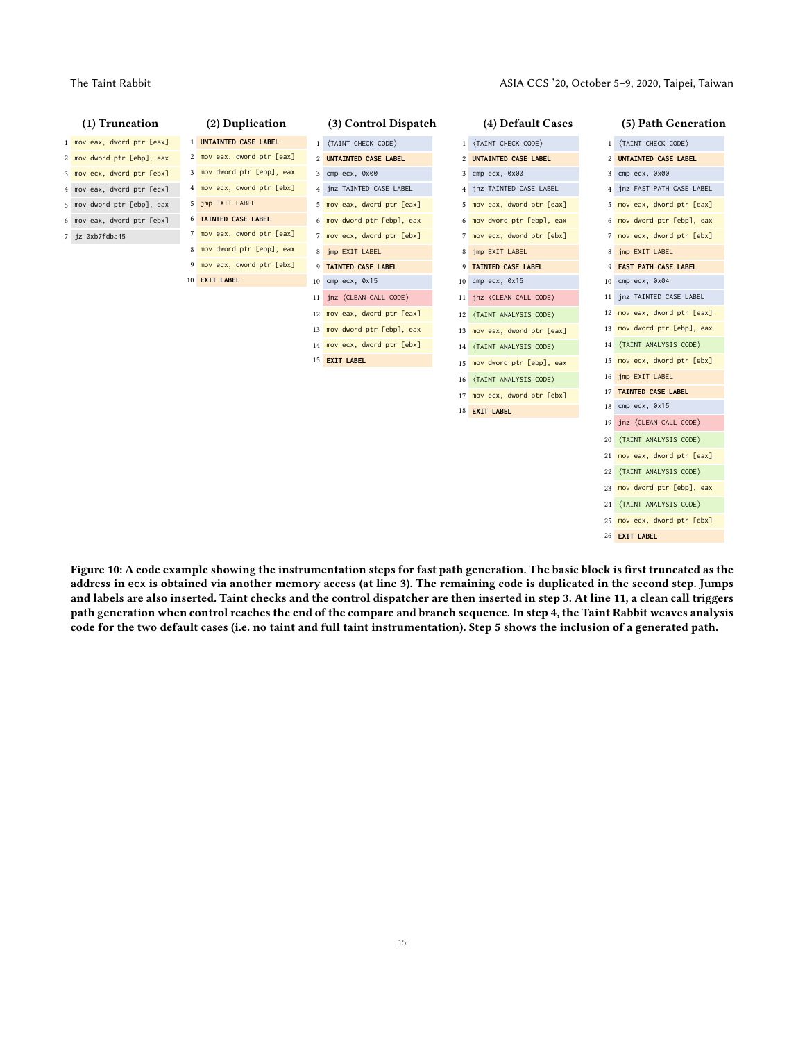### (1) Truncation

```
1 mov eax, dword ptr [eax]
2 mov dword ptr [ebp], eax
3 mov ecx, dword ptr [ebx]
4 mov eax, dword ptr [ecx]
5 mov dword ptr [ebp], eax
6 mov eax, dword ptr [ebx]
7 jz 0xb7fdba45
```

### (2) Duplication

```
1 UNTAINTED CASE LABEL
2 mov eax, dword ptr [eax]
3 mov dword ptr [ebp], eax
4 mov ecx, dword ptr [ebx]
5 jmp EXIT LABEL
6 TAINTED CASE LABEL
7 mov eax, dword ptr [eax]
8 mov dword ptr [ebp], eax
9 mov ecx, dword ptr [ebx]
10 EXIT LABEL
```

### (3) Control Dispatch

```
1 ⟨TAINT CHECK CODE⟩
2 UNTAINTED CASE LABEL
3 cmp ecx, 0x00
4 jnz TAINTED CASE LABEL
5 mov eax, dword ptr [eax]
6 mov dword ptr [ebp], eax
7 mov ecx, dword ptr [ebx]
8 jmp EXIT LABEL
9 TAINTED CASE LABEL
10 cmp ecx, 0x15
11 jnz ⟨CLEAN CALL CODE⟩
12 mov eax, dword ptr [eax]
13 mov dword ptr [ebp], eax
14 mov ecx, dword ptr [ebx]
15 EXIT LABEL
```

### (4) Default Cases

```
1 ⟨TAINT CHECK CODE⟩
2 UNTAINTED CASE LABEL
3 cmp ecx, 0x00
4 jnz TAINTED CASE LABEL
5 mov eax, dword ptr [eax]
6 mov dword ptr [ebp], eax
7 mov ecx, dword ptr [ebx]
8 jmp EXIT LABEL
9 TAINTED CASE LABEL
10 cmp ecx, 0x15
11 jnz ⟨CLEAN CALL CODE⟩
12 ⟨TAINT ANALYSIS CODE⟩
13 mov eax, dword ptr [eax]
14 ⟨TAINT ANALYSIS CODE⟩
15 mov dword ptr [ebp], eax
16 ⟨TAINT ANALYSIS CODE⟩
17 mov ecx, dword ptr [ebx]
18 EXIT LABEL
```

### (5) Path Generation

```
1 ⟨TAINT CHECK CODE⟩
2 UNTAINTED CASE LABEL
3 cmp ecx, 0x00
4 jnz FAST PATH CASE LABEL
5 mov eax, dword ptr [eax]
6 mov dword ptr [ebp], eax
7 mov ecx, dword ptr [ebx]
8 jmp EXIT LABEL
9 FAST PATH CASE LABEL
10 cmp ecx, 0x04
11 jnz TAINTED CASE LABEL
12 mov eax, dword ptr [eax]
13 mov dword ptr [ebp], eax
14 ⟨TAINT ANALYSIS CODE⟩
15 mov ecx, dword ptr [ebx]
16 jmp EXIT LABEL
17 TAINTED CASE LABEL
18 cmp ecx, 0x15
19 jnz ⟨CLEAN CALL CODE⟩
20 ⟨TAINT ANALYSIS CODE⟩
21 mov eax, dword ptr [eax]
22 ⟨TAINT ANALYSIS CODE⟩
23 mov dword ptr [ebp], eax
24 ⟨TAINT ANALYSIS CODE⟩
25 mov ecx, dword ptr [ebx]
26 EXIT LABEL
```

**Figure 10: A code example showing the instrumentation steps for fast path generation. The basic block is first truncated as the address in ecx is obtained via another memory access (at line 3). The remaining code is duplicated in the second step. Jumps and labels are also inserted. Taint checks and the control dispatcher are then inserted in step 3. At line 11, a clean call triggers path generation when control reaches the end of the compare and branch sequence. In step 4, the Taint Rabbit weaves analysis code for the two default cases (i.e. no taint and full taint instrumentation). Step 5 shows the inclusion of a generated path.**